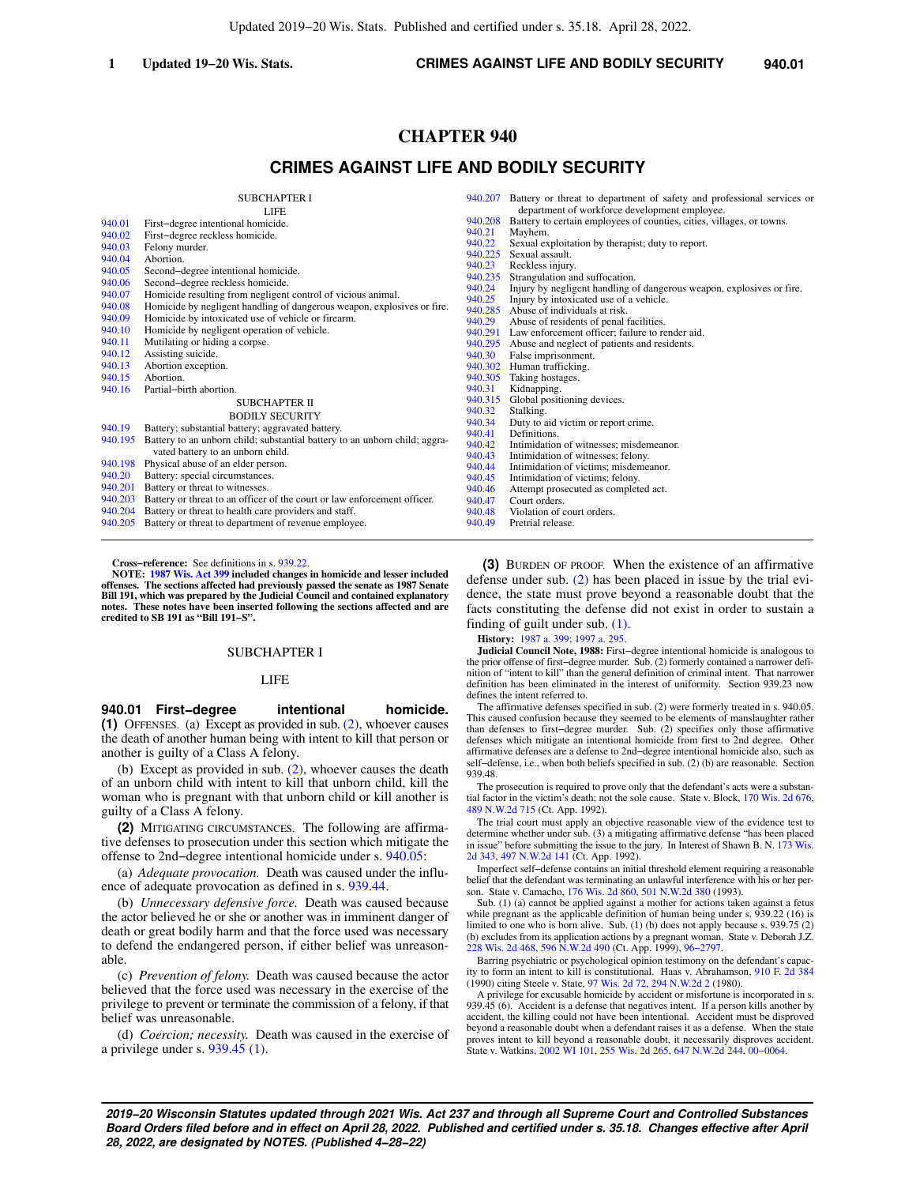# CHAPTER 940

## CRIMES AGAINST LIFE AND BODILY SECURITY

SUBCHAPTER I

LIFE

- 940.01 First−degree intentional homicide.
- 940.02 First−degree reckless homicide.
- 940.03 Felony murder.
- 940.04 Abortion.
- 940.05 Second−degree intentional homicide.
- 940.06 Second−degree reckless homicide.
- 940.07 Homicide resulting from negligent control of vicious animal.
- 940.08 Homicide by negligent handling of dangerous weapon, explosives or fire.
- 940.09 Homicide by intoxicated use of vehicle or firearm.
- 940.10 Homicide by negligent operation of vehicle.
- 940.11 Mutilating or hiding a corpse.
- 940.12 Assisting suicide.
- 940.13 Abortion exception.
- 940.15 Abortion.
- 940.16 Partial−birth abortion.

SUBCHAPTER II

BODILY SECURITY

- 940.19 Battery; substantial battery; aggravated battery.
- 940.195 Battery to an unborn child; substantial battery to an unborn child; aggravated battery to an unborn child.
- 940.198 Physical abuse of an elder person.
- 940.20 Battery: special circumstances.
- 940.201 Battery or threat to witnesses.
- 940.203 Battery or threat to an officer of the court or law enforcement officer.
- 940.204 Battery or threat to health care providers and staff.
- 940.205 Battery or threat to department of revenue employee.
- 940.207 Battery or threat to department of safety and professional services or department of workforce development employee.
- 940.208 Battery to certain employees of counties, cities, villages, or towns.
- 940.21 Mayhem.
- 940.22 Sexual exploitation by therapist; duty to report.
- 940.225 Sexual assault.
- 940.23 Reckless injury.
- 940.235 Strangulation and suffocation.
- 940.24 Injury by negligent handling of dangerous weapon, explosives or fire.
- 940.25 Injury by intoxicated use of a vehicle.
- 940.285 Abuse of individuals at risk.
- 940.29 Abuse of residents of penal facilities.
- 940.291 Law enforcement officer; failure to render aid.
- 940.295 Abuse and neglect of patients and residents.
- 940.30 False imprisonment.
- 940.302 Human trafficking.
- 940.305 Taking hostages.
- 940.31 Kidnapping.
- 940.315 Global positioning devices.
- 940.32 Stalking.
- 940.34 Duty to aid victim or report crime.
- 940.41 Definitions.
- 940.42 Intimidation of witnesses; misdemeanor.
- 940.43 Intimidation of witnesses; felony.
- 940.44 Intimidation of victims; misdemeanor.
- 940.45 Intimidation of victims; felony.
- 940.46 Attempt prosecuted as completed act.
- 940.47 Court orders.
- 940.48 Violation of court orders.
- 940.49 Pretrial release.

---

**Cross−reference:** See definitions in s. 939.22.

**NOTE: 1987 Wis. Act 399 included changes in homicide and lesser included offenses. The sections affected had previously passed the senate as 1987 Senate Bill 191, which was prepared by the Judicial Council and contained explanatory notes. These notes have been inserted following the sections affected and are credited to SB 191 as "Bill 191−S".**

SUBCHAPTER I

LIFE

**940.01 First−degree intentional homicide.** **(1)** OFFENSES. (a) Except as provided in sub. (2), whoever causes the death of another human being with intent to kill that person or another is guilty of a Class A felony.

(b) Except as provided in sub. (2), whoever causes the death of an unborn child with intent to kill that unborn child, kill the woman who is pregnant with that unborn child or kill another is guilty of a Class A felony.

**(2)** MITIGATING CIRCUMSTANCES. The following are affirmative defenses to prosecution under this section which mitigate the offense to 2nd−degree intentional homicide under s. 940.05:

(a) *Adequate provocation.* Death was caused under the influence of adequate provocation as defined in s. 939.44.

(b) *Unnecessary defensive force.* Death was caused because the actor believed he or she or another was in imminent danger of death or great bodily harm and that the force used was necessary to defend the endangered person, if either belief was unreasonable.

(c) *Prevention of felony.* Death was caused because the actor believed that the force used was necessary in the exercise of the privilege to prevent or terminate the commission of a felony, if that belief was unreasonable.

(d) *Coercion; necessity.* Death was caused in the exercise of a privilege under s. 939.45 (1).

**(3)** BURDEN OF PROOF. When the existence of an affirmative defense under sub. (2) has been placed in issue by the trial evidence, the state must prove beyond a reasonable doubt that the facts constituting the defense did not exist in order to sustain a finding of guilt under sub. (1).

**History:** 1987 a. 399; 1997 a. 295.

**Judicial Council Note, 1988:** First−degree intentional homicide is analogous to the prior offense of first−degree murder. Sub. (2) formerly contained a narrower definition of "intent to kill" than the general definition of criminal intent. That narrower definition has been eliminated in the interest of uniformity. Section 939.23 now defines the intent referred to.

The affirmative defenses specified in sub. (2) were formerly treated in s. 940.05. This caused confusion because they seemed to be elements of manslaughter rather than defenses to first−degree murder. Sub. (2) specifies only those affirmative defenses which mitigate an intentional homicide from first to 2nd degree. Other affirmative defenses are a defense to 2nd−degree intentional homicide also, such as self−defense, i.e., when both beliefs specified in sub. (2) (b) are reasonable. Section 939.48.

The prosecution is required to prove only that the defendant's acts were a substantial factor in the victim's death; not the sole cause. State v. Block, 170 Wis. 2d 676, 489 N.W.2d 715 (Ct. App. 1992).

The trial court must apply an objective reasonable view of the evidence test to determine whether under sub. (3) a mitigating affirmative defense "has been placed in issue" before submitting the issue to the jury. In Interest of Shawn B. N. 173 Wis. 2d 343, 497 N.W.2d 141 (Ct. App. 1992).

Imperfect self−defense contains an initial threshold element requiring a reasonable belief that the defendant was terminating an unlawful interference with his or her person. State v. Camacho, 176 Wis. 2d 860, 501 N.W.2d 380 (1993).

Sub. (1) (a) cannot be applied against a mother for actions taken against a fetus while pregnant as the applicable definition of human being under s. 939.22 (16) is limited to one who is born alive. Sub. (1) (b) does not apply because s. 939.75 (2) (b) excludes from its application actions by a pregnant woman. State v. Deborah J.Z. 228 Wis. 2d 468, 596 N.W.2d 490 (Ct. App. 1999), 96−2797.

Barring psychiatric or psychological opinion testimony on the defendant's capacity to form an intent to kill is constitutional. Haas v. Abrahamson, 910 F. 2d 384 (1990) citing Steele v. State, 97 Wis. 2d 72, 294 N.W.2d 2 (1980).

A privilege for excusable homicide by accident or misfortune is incorporated in s. 939.45 (6). Accident is a defense that negatives intent. If a person kills another by accident, the killing could not have been intentional. Accident must be disproved beyond a reasonable doubt when a defendant raises it as a defense. When the state proves intent to kill beyond a reasonable doubt, it necessarily disproves accident. State v. Watkins, 2002 WI 101, 255 Wis. 2d 265, 647 N.W.2d 244, 00−0064.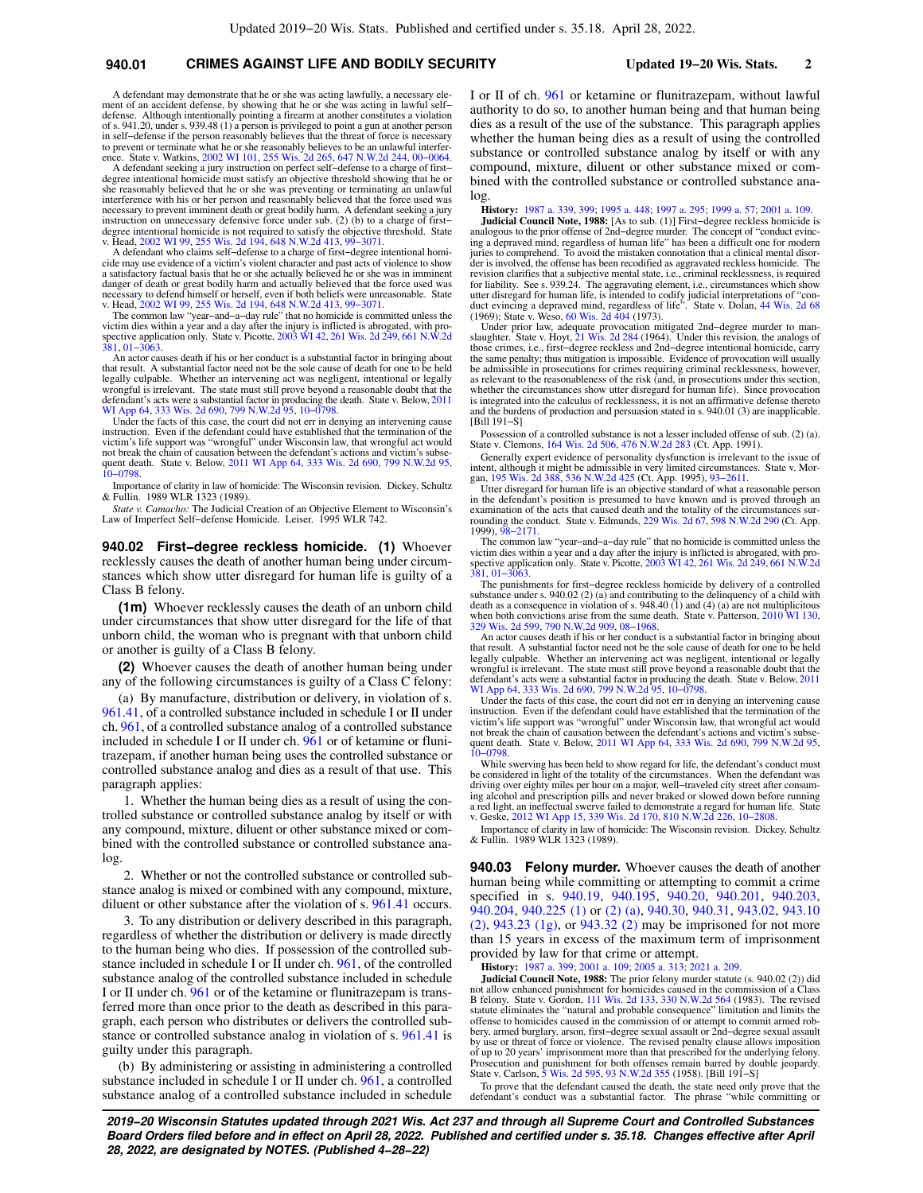A defendant may demonstrate that he or she was acting lawfully, a necessary element of an accident defense, by showing that he or she was acting in lawful self−defense. Although intentionally pointing a firearm at another constitutes a violation of s. 941.20, under s. 939.48 (1) a person is privileged to point a gun at another person in self−defense if the person reasonably believes that the threat of force is necessary to prevent or terminate what he or she reasonably believes to be an unlawful interference. State v. Watkins, 2002 WI 101, 255 Wis. 2d 265, 647 N.W.2d 244, 00−0064.

A defendant seeking a jury instruction on perfect self−defense to a charge of first−degree intentional homicide must satisfy an objective threshold showing that he or she reasonably believed that he or she was preventing or terminating an unlawful interference with his or her person and reasonably believed that the force used was necessary to prevent imminent death or great bodily harm. A defendant seeking a jury instruction on unnecessary defensive force under sub. (2) (b) to a charge of first−degree intentional homicide is not required to satisfy the objective threshold. State v. Head, 2002 WI 99, 255 Wis. 2d 194, 648 N.W.2d 413, 99−3071.

A defendant who claims self−defense to a charge of first−degree intentional homicide may use evidence of a victim's violent character and past acts of violence to show a satisfactory factual basis that he or she actually believed he or she was in imminent danger of death or great bodily harm and actually believed that the force used was necessary to defend himself or herself, even if both beliefs were unreasonable. State v. Head, 2002 WI 99, 255 Wis. 2d 194, 648 N.W.2d 413, 99−3071.

The common law "year−and−a−day rule" that no homicide is committed unless the victim dies within a year and a day after the injury is inflicted is abrogated, with prospective application only. State v. Picotte, 2003 WI 42, 261 Wis. 2d 249, 661 N.W.2d 381, 01−3063.

An actor causes death if his or her conduct is a substantial factor in bringing about that result. A substantial factor need not be the sole cause of death for one to be held legally culpable. Whether an intervening act was negligent, intentional or legally wrongful is irrelevant. The state must still prove beyond a reasonable doubt that the defendant's acts were a substantial factor in producing the death. State v. Below, 2011 WI App 64, 333 Wis. 2d 690, 799 N.W.2d 95, 10−0798.

Under the facts of this case, the court did not err in denying an intervening cause instruction. Even if the defendant could have established that the termination of the victim's life support was "wrongful" under Wisconsin law, that wrongful act would not break the chain of causation between the defendant's actions and victim's subsequent death. State v. Below, 2011 WI App 64, 333 Wis. 2d 690, 799 N.W.2d 95, 10−0798.

Importance of clarity in law of homicide: The Wisconsin revision. Dickey, Schultz & Fullin. 1989 WLR 1323 (1989).

*State v. Camacho:* The Judicial Creation of an Objective Element to Wisconsin's Law of Imperfect Self−defense Homicide. Leiser. 1995 WLR 742.

**940.02 First−degree reckless homicide. (1)** Whoever recklessly causes the death of another human being under circumstances which show utter disregard for human life is guilty of a Class B felony.

**(1m)** Whoever recklessly causes the death of an unborn child under circumstances that show utter disregard for the life of that unborn child, the woman who is pregnant with that unborn child or another is guilty of a Class B felony.

**(2)** Whoever causes the death of another human being under any of the following circumstances is guilty of a Class C felony:

(a) By manufacture, distribution or delivery, in violation of s. 961.41, of a controlled substance included in schedule I or II under ch. 961, of a controlled substance analog of a controlled substance included in schedule I or II under ch. 961 or of ketamine or flunitrazepam, if another human being uses the controlled substance or controlled substance analog and dies as a result of that use. This paragraph applies:

1. Whether the human being dies as a result of using the controlled substance or controlled substance analog by itself or with any compound, mixture, diluent or other substance mixed or combined with the controlled substance or controlled substance analog.

2. Whether or not the controlled substance or controlled substance analog is mixed or combined with any compound, mixture, diluent or other substance after the violation of s. 961.41 occurs.

3. To any distribution or delivery described in this paragraph, regardless of whether the distribution or delivery is made directly to the human being who dies. If possession of the controlled substance included in schedule I or II under ch. 961, of the controlled substance analog of the controlled substance included in schedule I or II under ch. 961 or of the ketamine or flunitrazepam is transferred more than once prior to the death as described in this paragraph, each person who distributes or delivers the controlled substance or controlled substance analog in violation of s. 961.41 is guilty under this paragraph.

(b) By administering or assisting in administering a controlled substance included in schedule I or II under ch. 961, a controlled substance analog of a controlled substance included in schedule I or II of ch. 961 or ketamine or flunitrazepam, without lawful authority to do so, to another human being and that human being dies as a result of the use of the substance. This paragraph applies whether the human being dies as a result of using the controlled substance or controlled substance analog by itself or with any compound, mixture, diluent or other substance mixed or combined with the controlled substance or controlled substance analog.

**History:** 1987 a. 339, 399; 1995 a. 448; 1997 a. 295; 1999 a. 57; 2001 a. 109.

**Judicial Council Note, 1988:** [As to sub. (1)] First−degree reckless homicide is analogous to the prior offense of 2nd−degree murder. The concept of "conduct evincing a depraved mind, regardless of human life" has been a difficult one for modern juries to comprehend. To avoid the mistaken connotation that a clinical mental disorder is involved, the offense has been recodified as aggravated reckless homicide. The revision clarifies that a subjective mental state, i.e., criminal recklessness, is required for liability. See s. 939.24. The aggravating element, i.e., circumstances which show utter disregard for human life, is intended to codify judicial interpretations of "conduct evincing a depraved mind, regardless of life". State v. Dolan, 44 Wis. 2d 68 (1969); State v. Weso, 60 Wis. 2d 404 (1973).

Under prior law, adequate provocation mitigated 2nd−degree murder to manslaughter. State v. Hoyt, 21 Wis. 2d 284 (1964). Under this revision, the analogs of those crimes, i.e., first−degree reckless and 2nd−degree intentional homicide, carry the same penalty; thus mitigation is impossible. Evidence of provocation will usually be admissible in prosecutions for crimes requiring criminal recklessness, however, as relevant to the reasonableness of the risk (and, in prosecutions under this section, whether the circumstances show utter disregard for human life). Since provocation is integrated into the calculus of recklessness, it is not an affirmative defense thereto and the burdens of production and persuasion stated in s. 940.01 (3) are inapplicable. [Bill 191−S]

Possession of a controlled substance is not a lesser included offense of sub. (2) (a). State v. Clemons, 164 Wis. 2d 506, 476 N.W.2d 283 (Ct. App. 1991).

Generally expert evidence of personality dysfunction is irrelevant to the issue of intent, although it might be admissible in very limited circumstances. State v. Morgan, 195 Wis. 2d 388, 536 N.W.2d 425 (Ct. App. 1995), 93−2611.

Utter disregard for human life is an objective standard of what a reasonable person in the defendant's position is presumed to have known and is proved through an examination of the acts that caused death and the totality of the circumstances surrounding the conduct. State v. Edmunds, 229 Wis. 2d 67, 598 N.W.2d 290 (Ct. App. 1999), 98−2171.

The common law "year−and−a−day rule" that no homicide is committed unless the victim dies within a year and a day after the injury is inflicted is abrogated, with prospective application only. State v. Picotte, 2003 WI 42, 261 Wis. 2d 249, 661 N.W.2d 381, 01−3063.

The punishments for first−degree reckless homicide by delivery of a controlled substance under s. 940.02 (2) (a) and contributing to the delinquency of a child with death as a consequence in violation of s. 948.40 (1) and (4) (a) are not multiplicitous when both convictions arise from the same death. State v. Patterson, 2010 WI 130, 329 Wis. 2d 599, 790 N.W.2d 909, 08−1968.

An actor causes death if his or her conduct is a substantial factor in bringing about that result. A substantial factor need not be the sole cause of death for one to be held legally culpable. Whether an intervening act was negligent, intentional or legally wrongful is irrelevant. The state must still prove beyond a reasonable doubt that the defendant's acts were a substantial factor in producing the death. State v. Below, 2011 WI App 64, 333 Wis. 2d 690, 799 N.W.2d 95, 10−0798.

Under the facts of this case, the court did not err in denying an intervening cause instruction. Even if the defendant could have established that the termination of the victim's life support was "wrongful" under Wisconsin law, that wrongful act would not break the chain of causation between the defendant's actions and victim's subsequent death. State v. Below, 2011 WI App 64, 333 Wis. 2d 690, 799 N.W.2d 95, 10−0798.

While swerving has been held to show regard for life, the defendant's conduct must be considered in light of the totality of the circumstances. When the defendant was driving over eighty miles per hour on a major, well−traveled city street after consuming alcohol and prescription pills and never braked or slowed down before running a red light, an ineffectual swerve failed to demonstrate a regard for human life. State v. Geske, 2012 WI App 15, 339 Wis. 2d 170, 810 N.W.2d 226, 10−2808.

Importance of clarity in law of homicide: The Wisconsin revision. Dickey, Schultz & Fullin. 1989 WLR 1323 (1989).

**940.03 Felony murder.** Whoever causes the death of another human being while committing or attempting to commit a crime specified in s. 940.19, 940.195, 940.20, 940.201, 940.203, 940.204, 940.225 (1) or (2) (a), 940.30, 940.31, 943.02, 943.10 (2), 943.23 (1g), or 943.32 (2) may be imprisoned for not more than 15 years in excess of the maximum term of imprisonment provided by law for that crime or attempt.

**History:** 1987 a. 399; 2001 a. 109; 2005 a. 313; 2021 a. 209.

**Judicial Council Note, 1988:** The prior felony murder statute (s. 940.02 (2)) did not allow enhanced punishment for homicides caused in the commission of a Class B felony. State v. Gordon, 111 Wis. 2d 133, 330 N.W.2d 564 (1983). The revised statute eliminates the "natural and probable consequence" limitation and limits the offense to homicides caused in the commission of or attempt to commit armed robbery, armed burglary, arson, first−degree sexual assault or 2nd−degree sexual assault by use or threat of force or violence. The revised penalty clause allows imposition of up to 20 years' imprisonment more than that prescribed for the underlying felony. Prosecution and punishment for both offenses remain barred by double jeopardy. State v. Carlson, 5 Wis. 2d 595, 93 N.W.2d 355 (1958). [Bill 191−S]

To prove that the defendant caused the death, the state need only prove that the defendant's conduct was a substantial factor. The phrase "while committing or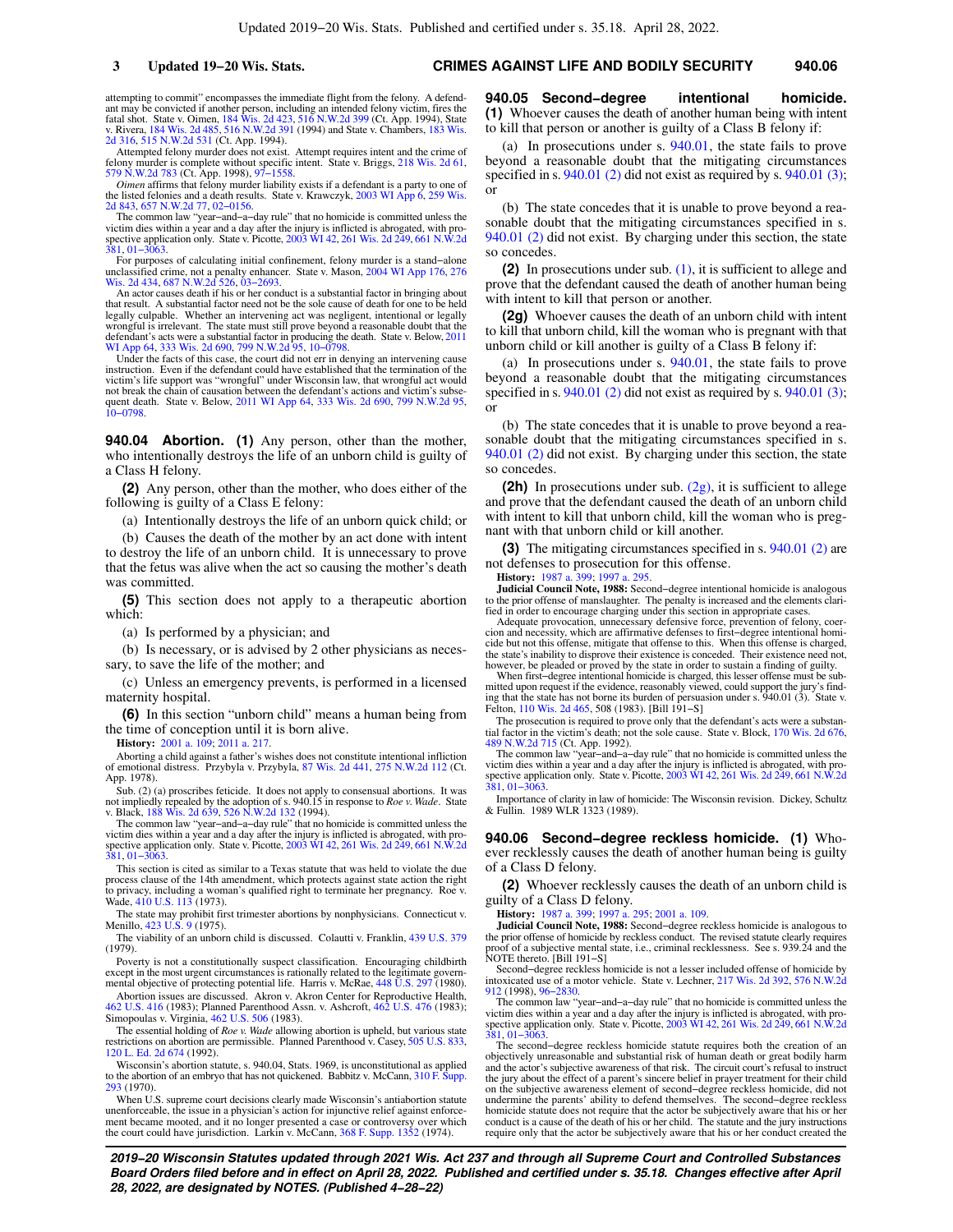attempting to commit" encompasses the immediate flight from the felony. A defendant may be convicted if another person, including an intended felony victim, fires the fatal shot. State v. Oimen, 184 Wis. 2d 423, 516 N.W.2d 399 (Ct. App. 1994), State v. Rivera, 184 Wis. 2d 485, 516 N.W.2d 391 (1994) and State v. Chambers, 183 Wis. 2d 316, 515 N.W.2d 531 (Ct. App. 1994).

Attempted felony murder does not exist. Attempt requires intent and the crime of felony murder is complete without specific intent. State v. Briggs, 218 Wis. 2d 61, 579 N.W.2d 783 (Ct. App. 1998), 97−1558.

*Oimen* affirms that felony murder liability exists if a defendant is a party to one of the listed felonies and a death results. State v. Krawczyk, 2003 WI App 6, 259 Wis. 2d 843, 657 N.W.2d 77, 02−0156.

The common law "year−and−a−day rule" that no homicide is committed unless the victim dies within a year and a day after the injury is inflicted is abrogated, with prospective application only. State v. Picotte, 2003 WI 42, 261 Wis. 2d 249, 661 N.W.2d 381, 01−3063.

For purposes of calculating initial confinement, felony murder is a stand−alone unclassified crime, not a penalty enhancer. State v. Mason, 2004 WI App 176, 276 Wis. 2d 434, 687 N.W.2d 526, 03−2693.

An actor causes death if his or her conduct is a substantial factor in bringing about that result. A substantial factor need not be the sole cause of death for one to be held legally culpable. Whether an intervening act was negligent, intentional or legally wrongful is irrelevant. The state must still prove beyond a reasonable doubt that the defendant's acts were a substantial factor in producing the death. State v. Below, 2011 WI App 64, 333 Wis. 2d 690, 799 N.W.2d 95, 10−0798.

Under the facts of this case, the court did not err in denying an intervening cause instruction. Even if the defendant could have established that the termination of the victim's life support was "wrongful" under Wisconsin law, that wrongful act would not break the chain of causation between the defendant's actions and victim's subsequent death. State v. Below, 2011 WI App 64, 333 Wis. 2d 690, 799 N.W.2d 95, 10−0798.

**940.04 Abortion.** **(1)** Any person, other than the mother, who intentionally destroys the life of an unborn child is guilty of a Class H felony.

**(2)** Any person, other than the mother, who does either of the following is guilty of a Class E felony:

(a) Intentionally destroys the life of an unborn quick child; or

(b) Causes the death of the mother by an act done with intent to destroy the life of an unborn child. It is unnecessary to prove that the fetus was alive when the act so causing the mother's death was committed.

**(5)** This section does not apply to a therapeutic abortion which:

(a) Is performed by a physician; and

(b) Is necessary, or is advised by 2 other physicians as necessary, to save the life of the mother; and

(c) Unless an emergency prevents, is performed in a licensed maternity hospital.

**(6)** In this section "unborn child" means a human being from the time of conception until it is born alive.

**History:** 2001 a. 109; 2011 a. 217.

Aborting a child against a father's wishes does not constitute intentional infliction of emotional distress. Przybyla v. Przybyla, 87 Wis. 2d 441, 275 N.W.2d 112 (Ct. App. 1978).

Sub. (2) (a) proscribes feticide. It does not apply to consensual abortions. It was not impliedly repealed by the adoption of s. 940.15 in response to *Roe v. Wade*. State v. Black, 188 Wis. 2d 639, 526 N.W.2d 132 (1994).

The common law "year−and−a−day rule" that no homicide is committed unless the victim dies within a year and a day after the injury is inflicted is abrogated, with prospective application only. State v. Picotte, 2003 WI 42, 261 Wis. 2d 249, 661 N.W.2d 381, 01−3063.

This section is cited as similar to a Texas statute that was held to violate the due process clause of the 14th amendment, which protects against state action the right to privacy, including a woman's qualified right to terminate her pregnancy. Roe v. Wade, 410 U.S. 113 (1973).

The state may prohibit first trimester abortions by nonphysicians. Connecticut v. Menillo, 423 U.S. 9 (1975).

The viability of an unborn child is discussed. Colautti v. Franklin, 439 U.S. 379 (1979).

Poverty is not a constitutionally suspect classification. Encouraging childbirth except in the most urgent circumstances is rationally related to the legitimate governmental objective of protecting potential life. Harris v. McRae, 448 U.S. 297 (1980).

Abortion issues are discussed. Akron v. Akron Center for Reproductive Health, 462 U.S. 416 (1983); Planned Parenthood Assn. v. Ashcroft, 462 U.S. 476 (1983); Simopoulos v. Virginia, 462 U.S. 506 (1983).

The essential holding of *Roe v. Wade* allowing abortion is upheld, but various state restrictions on abortion are permissible. Planned Parenthood v. Casey, 505 U.S. 833, 120 L. Ed. 2d 674 (1992).

Wisconsin's abortion statute, s. 940.04, Stats. 1969, is unconstitutional as applied to the abortion of an embryo that has not quickened. Babbitz v. McCann, 310 F. Supp. 293 (1970).

When U.S. supreme court decisions clearly made Wisconsin's antiabortion statute unenforceable, the issue in a physician's action for injunctive relief against enforcement became mooted, and it no longer presented a case or controversy over which the court could have jurisdiction. Larkin v. McCann, 368 F. Supp. 1352 (1974).

**940.05 Second−degree intentional homicide.** **(1)** Whoever causes the death of another human being with intent to kill that person or another is guilty of a Class B felony if:

(a) In prosecutions under s. 940.01, the state fails to prove beyond a reasonable doubt that the mitigating circumstances specified in s. 940.01 (2) did not exist as required by s. 940.01 (3); or

(b) The state concedes that it is unable to prove beyond a reasonable doubt that the mitigating circumstances specified in s. 940.01 (2) did not exist. By charging under this section, the state so concedes.

**(2)** In prosecutions under sub. (1), it is sufficient to allege and prove that the defendant caused the death of another human being with intent to kill that person or another.

**(2g)** Whoever causes the death of an unborn child with intent to kill that unborn child, kill the woman who is pregnant with that unborn child or kill another is guilty of a Class B felony if:

(a) In prosecutions under s. 940.01, the state fails to prove beyond a reasonable doubt that the mitigating circumstances specified in s. 940.01 (2) did not exist as required by s. 940.01 (3); or

(b) The state concedes that it is unable to prove beyond a reasonable doubt that the mitigating circumstances specified in s. 940.01 (2) did not exist. By charging under this section, the state so concedes.

**(2h)** In prosecutions under sub. (2g), it is sufficient to allege and prove that the defendant caused the death of an unborn child with intent to kill that unborn child, kill the woman who is pregnant with that unborn child or kill another.

**(3)** The mitigating circumstances specified in s. 940.01 (2) are not defenses to prosecution for this offense.

**History:** 1987 a. 399; 1997 a. 295.

**Judicial Council Note, 1988:** Second−degree intentional homicide is analogous to the prior offense of manslaughter. The penalty is increased and the elements clarified in order to encourage charging under this section in appropriate cases.

Adequate provocation, unnecessary defensive force, prevention of felony, coercion and necessity, which are affirmative defenses to first−degree intentional homicide but not this offense, mitigate that offense to this. When this offense is charged, the state's inability to disprove their existence is conceded. Their existence need not, however, be pleaded or proved by the state in order to sustain a finding of guilty.

When first−degree intentional homicide is charged, this lesser offense must be submitted upon request if the evidence, reasonably viewed, could support the jury's finding that the state has not borne its burden of persuasion under s. 940.01 (3). State v. Felton, 110 Wis. 2d 465, 508 (1983). [Bill 191−S]

The prosecution is required to prove only that the defendant's acts were a substantial factor in the victim's death; not the sole cause. State v. Block, 170 Wis. 2d 676, 489 N.W.2d 715 (Ct. App. 1992).

The common law "year−and−a−day rule" that no homicide is committed unless the victim dies within a year and a day after the injury is inflicted is abrogated, with prospective application only. State v. Picotte, 2003 WI 42, 261 Wis. 2d 249, 661 N.W.2d 381, 01−3063.

Importance of clarity in law of homicide: The Wisconsin revision. Dickey, Schultz & Fullin. 1989 WLR 1323 (1989).

**940.06 Second−degree reckless homicide.** **(1)** Whoever recklessly causes the death of another human being is guilty of a Class D felony.

**(2)** Whoever recklessly causes the death of an unborn child is guilty of a Class D felony.

**History:** 1987 a. 399; 1997 a. 295; 2001 a. 109.

**Judicial Council Note, 1988:** Second−degree reckless homicide is analogous to the prior offense of homicide by reckless conduct. The revised statute clearly requires proof of a subjective mental state, i.e., criminal recklessness. See s. 939.24 and the NOTE thereto. [Bill 191−S]

Second−degree reckless homicide is not a lesser included offense of homicide by intoxicated use of a motor vehicle. State v. Lechner, 217 Wis. 2d 392, 576 N.W.2d 912 (1998), 96−2830.

The common law "year−and−a−day rule" that no homicide is committed unless the victim dies within a year and a day after the injury is inflicted is abrogated, with prospective application only. State v. Picotte, 2003 WI 42, 261 Wis. 2d 249, 661 N.W.2d 381, 01−3063.

The second−degree reckless homicide statute requires both the creation of an objectively unreasonable and substantial risk of human death or great bodily harm and the actor's subjective awareness of that risk. The circuit court's refusal to instruct the jury about the effect of a parent's sincere belief in prayer treatment for their child on the subjective awareness element of second−degree reckless homicide, did not undermine the parents' ability to defend themselves. The second−degree reckless homicide statute does not require that the actor be subjectively aware that his or her conduct is a cause of the death of his or her child. The statute and the jury instructions require only that the actor be subjectively aware that his or her conduct created the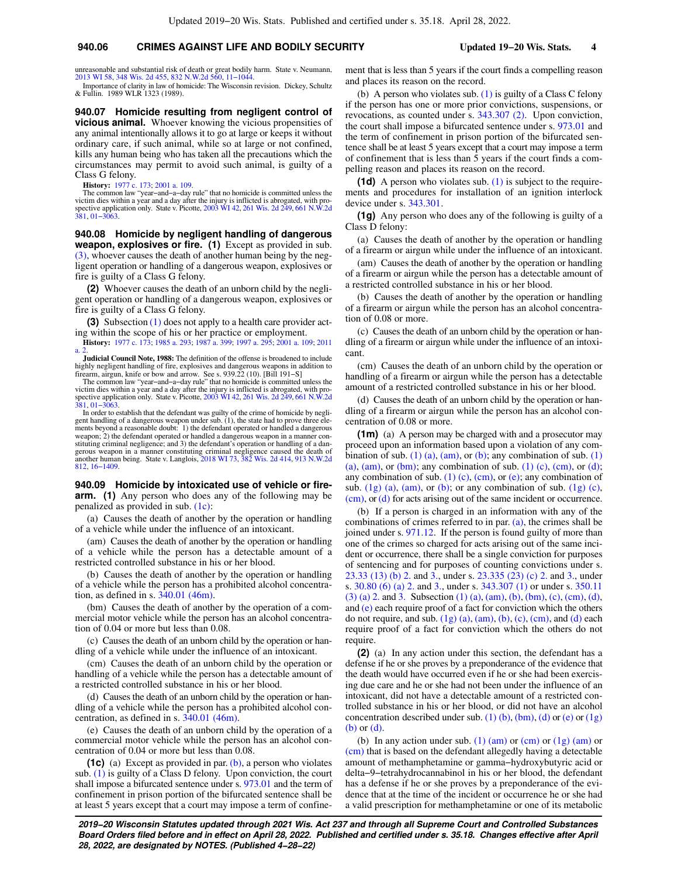unreasonable and substantial risk of death or great bodily harm. State v. Neumann, 2013 WI 58, 348 Wis. 2d 455, 832 N.W.2d 560, 11−1044.

Importance of clarity in law of homicide: The Wisconsin revision. Dickey, Schultz & Fullin. 1989 WLR 1323 (1989).

**940.07 Homicide resulting from negligent control of vicious animal.** Whoever knowing the vicious propensities of any animal intentionally allows it to go at large or keeps it without ordinary care, if such animal, while so at large or not confined, kills any human being who has taken all the precautions which the circumstances may permit to avoid such animal, is guilty of a Class G felony.

**History:** 1977 c. 173; 2001 a. 109.

The common law "year−and−a−day rule" that no homicide is committed unless the victim dies within a year and a day after the injury is inflicted is abrogated, with prospective application only. State v. Picotte, 2003 WI 42, 261 Wis. 2d 249, 661 N.W.2d 381, 01−3063.

**940.08 Homicide by negligent handling of dangerous weapon, explosives or fire.** **(1)** Except as provided in sub. (3), whoever causes the death of another human being by the negligent operation or handling of a dangerous weapon, explosives or fire is guilty of a Class G felony.

**(2)** Whoever causes the death of an unborn child by the negligent operation or handling of a dangerous weapon, explosives or fire is guilty of a Class G felony.

**(3)** Subsection (1) does not apply to a health care provider acting within the scope of his or her practice or employment.

**History:** 1977 c. 173; 1985 a. 293; 1987 a. 399; 1997 a. 295; 2001 a. 109; 2011 a. 2.

**Judicial Council Note, 1988:** The definition of the offense is broadened to include highly negligent handling of fire, explosives and dangerous weapons in addition to firearm, airgun, knife or bow and arrow. See s. 939.22 (10). [Bill 191−S]

The common law "year−and−a−day rule" that no homicide is committed unless the victim dies within a year and a day after the injury is inflicted is abrogated, with prospective application only. State v. Picotte, 2003 WI 42, 261 Wis. 2d 249, 661 N.W.2d 381, 01−3063.

In order to establish that the defendant was guilty of the crime of homicide by negligent handling of a dangerous weapon under sub. (1), the state had to prove three elements beyond a reasonable doubt: 1) the defendant operated or handled a dangerous weapon; 2) the defendant operated or handled a dangerous weapon in a manner constituting criminal negligence; and 3) the defendant's operation or handling of a dangerous weapon in a manner constituting criminal negligence caused the death of another human being. State v. Langlois, 2018 WI 73, 382 Wis. 2d 414, 913 N.W.2d 812, 16−1409.

**940.09 Homicide by intoxicated use of vehicle or firearm.** **(1)** Any person who does any of the following may be penalized as provided in sub. (1c):

(a) Causes the death of another by the operation or handling of a vehicle while under the influence of an intoxicant.

(am) Causes the death of another by the operation or handling of a vehicle while the person has a detectable amount of a restricted controlled substance in his or her blood.

(b) Causes the death of another by the operation or handling of a vehicle while the person has a prohibited alcohol concentration, as defined in s. 340.01 (46m).

(bm) Causes the death of another by the operation of a commercial motor vehicle while the person has an alcohol concentration of 0.04 or more but less than 0.08.

(c) Causes the death of an unborn child by the operation or handling of a vehicle while under the influence of an intoxicant.

(cm) Causes the death of an unborn child by the operation or handling of a vehicle while the person has a detectable amount of a restricted controlled substance in his or her blood.

(d) Causes the death of an unborn child by the operation or handling of a vehicle while the person has a prohibited alcohol concentration, as defined in s. 340.01 (46m).

(e) Causes the death of an unborn child by the operation of a commercial motor vehicle while the person has an alcohol concentration of 0.04 or more but less than 0.08.

**(1c)** (a) Except as provided in par. (b), a person who violates sub. (1) is guilty of a Class D felony. Upon conviction, the court shall impose a bifurcated sentence under s. 973.01 and the term of confinement in prison portion of the bifurcated sentence shall be at least 5 years except that a court may impose a term of confinement that is less than 5 years if the court finds a compelling reason and places its reason on the record.

(b) A person who violates sub. (1) is guilty of a Class C felony if the person has one or more prior convictions, suspensions, or revocations, as counted under s. 343.307 (2). Upon conviction, the court shall impose a bifurcated sentence under s. 973.01 and the term of confinement in prison portion of the bifurcated sentence shall be at least 5 years except that a court may impose a term of confinement that is less than 5 years if the court finds a compelling reason and places its reason on the record.

**(1d)** A person who violates sub. (1) is subject to the requirements and procedures for installation of an ignition interlock device under s. 343.301.

**(1g)** Any person who does any of the following is guilty of a Class D felony:

(a) Causes the death of another by the operation or handling of a firearm or airgun while under the influence of an intoxicant.

(am) Causes the death of another by the operation or handling of a firearm or airgun while the person has a detectable amount of a restricted controlled substance in his or her blood.

(b) Causes the death of another by the operation or handling of a firearm or airgun while the person has an alcohol concentration of 0.08 or more.

(c) Causes the death of an unborn child by the operation or handling of a firearm or airgun while under the influence of an intoxicant.

(cm) Causes the death of an unborn child by the operation or handling of a firearm or airgun while the person has a detectable amount of a restricted controlled substance in his or her blood.

(d) Causes the death of an unborn child by the operation or handling of a firearm or airgun while the person has an alcohol concentration of 0.08 or more.

**(1m)** (a) A person may be charged with and a prosecutor may proceed upon an information based upon a violation of any combination of sub. (1) (a), (am), or (b); any combination of sub. (1) (a), (am), or (bm); any combination of sub. (1) (c), (cm), or (d); any combination of sub. (1) (c), (cm), or (e); any combination of sub. (1g) (a), (am), or (b); or any combination of sub. (1g) (c), (cm), or (d) for acts arising out of the same incident or occurrence.

(b) If a person is charged in an information with any of the combinations of crimes referred to in par. (a), the crimes shall be joined under s. 971.12. If the person is found guilty of more than one of the crimes so charged for acts arising out of the same incident or occurrence, there shall be a single conviction for purposes of sentencing and for purposes of counting convictions under s. 23.33 (13) (b) 2. and 3., under s. 23.335 (23) (c) 2. and 3., under s. 30.80 (6) (a) 2. and 3., under s. 343.307 (1) or under s. 350.11 (3) (a) 2. and 3. Subsection (1) (a), (am), (b), (bm), (c), (cm), (d), and (e) each require proof of a fact for conviction which the others do not require, and sub. (1g) (a), (am), (b), (c), (cm), and (d) each require proof of a fact for conviction which the others do not require.

**(2)** (a) In any action under this section, the defendant has a defense if he or she proves by a preponderance of the evidence that the death would have occurred even if he or she had been exercising due care and he or she had not been under the influence of an intoxicant, did not have a detectable amount of a restricted controlled substance in his or her blood, or did not have an alcohol concentration described under sub. (1) (b), (bm), (d) or (e) or (1g) (b) or (d).

(b) In any action under sub. (1) (am) or (cm) or (1g) (am) or (cm) that is based on the defendant allegedly having a detectable amount of methamphetamine or gamma−hydroxybutyric acid or delta−9−tetrahydrocannabinol in his or her blood, the defendant has a defense if he or she proves by a preponderance of the evidence that at the time of the incident or occurrence he or she had a valid prescription for methamphetamine or one of its metabolic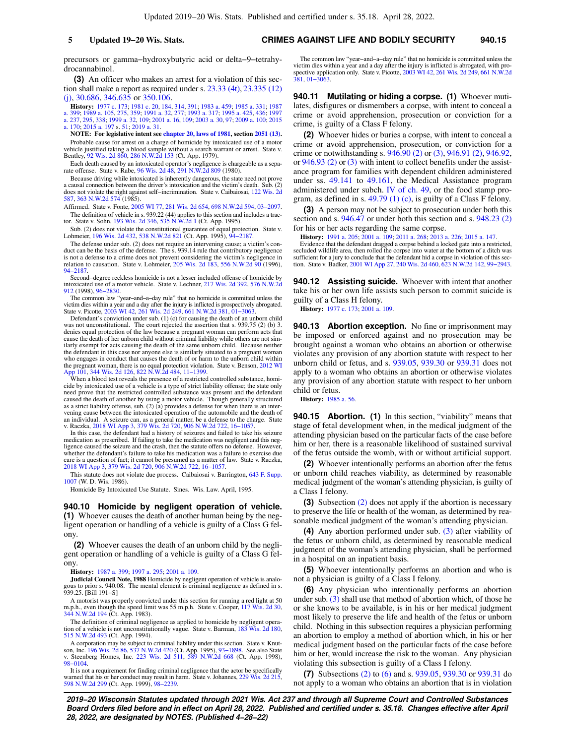precursors or gamma−hydroxybutyric acid or delta−9−tetrahydrocannabinol.

**(3)** An officer who makes an arrest for a violation of this section shall make a report as required under s. 23.33 (4t), 23.335 (12) (j), 30.686, 346.635 or 350.106.

**History:** 1977 c. 173; 1981 c. 20, 184, 314, 391; 1983 a. 459; 1985 a. 331; 1987 a. 399; 1989 a. 105, 275, 359; 1991 a. 32, 277; 1993 a. 317; 1995 a. 425, 436; 1997 a. 237, 295, 338; 1999 a. 32, 109; 2001 a. 16, 109; 2003 a. 30, 97; 2009 a. 100; 2015 a. 170; 2015 a. 197 s. 51; 2019 a. 31.

**NOTE: For legislative intent see chapter 20, laws of 1981, section 2051 (13).**

Probable cause for arrest on a charge of homicide by intoxicated use of a motor vehicle justified taking a blood sample without a search warrant or arrest. State v. Bentley, 92 Wis. 2d 860, 286 N.W.2d 153 (Ct. App. 1979).

Each death caused by an intoxicated operator's negligence is chargeable as a separate offense. State v. Rabe, 96 Wis. 2d 48, 291 N.W.2d 809 (1980).

Because driving while intoxicated is inherently dangerous, the state need not prove a causal connection between the driver's intoxication and the victim's death. Sub. (2) does not violate the right against self−incrimination. State v. Caibaiosai, 122 Wis. 2d 587, 363 N.W.2d 574 (1985).

Affirmed. State v. Fonte, 2005 WI 77, 281 Wis. 2d 654, 698 N.W.2d 594, 03−2097.

The definition of vehicle in s. 939.22 (44) applies to this section and includes a tractor. State v. Sohn, 193 Wis. 2d 346, 535 N.W.2d 1 (Ct. App. 1995).

Sub. (2) does not violate the constitutional guarantee of equal protection. State v. Lohmeier, 196 Wis. 2d 432, 538 N.W.2d 821 (Ct. App. 1995), 94−2187.

The defense under sub. (2) does not require an intervening cause; a victim's conduct can be the basis of the defense. The s. 939.14 rule that contributory negligence is not a defense to a crime does not prevent considering the victim's negligence in relation to causation. State v. Lohmeier, 205 Wis. 2d 183, 556 N.W.2d 90 (1996), 94−2187.

Second−degree reckless homicide is not a lesser included offense of homicide by intoxicated use of a motor vehicle. State v. Lechner, 217 Wis. 2d 392, 576 N.W.2d 912 (1998), 96−2830.

The common law "year−and−a−day rule" that no homicide is committed unless the victim dies within a year and a day after the injury is inflicted is prospectively abrogated. State v. Picotte, 2003 WI 42, 261 Wis. 2d 249, 661 N.W.2d 381, 01−3063.

Defendant's conviction under sub. (1) (c) for causing the death of an unborn child was not unconstitutional. The court rejected the assertion that s. 939.75 (2) (b) 3. denies equal protection of the law because a pregnant woman can perform acts that cause the death of her unborn child without criminal liability while others are not similarly exempt for acts causing the death of the same unborn child. Because neither the defendant in this case nor anyone else is similarly situated to a pregnant woman who engages in conduct that causes the death of or harm to the unborn child within the pregnant woman, there is no equal protection violation. State v. Benson, 2012 WI App 101, 344 Wis. 2d 126, 822 N.W.2d 484, 11−1399.

When a blood test reveals the presence of a restricted controlled substance, homicide by intoxicated use of a vehicle is a type of strict liability offense; the state only need prove that the restricted controlled substance was present and the defendant caused the death of another by using a motor vehicle. Though generally structured as a strict liability offense, sub. (2) (a) provides a defense for when there is an intervening cause between the intoxicated operation of the automobile and the death of an individual. A seizure can, as a general matter, be a defense to the charge. State v. Raczka, 2018 WI App 3, 379 Wis. 2d 720, 906 N.W.2d 722, 16−1057.

In this case, the defendant had a history of seizures and failed to take his seizure medication as prescribed. If failing to take the medication was negligent and this negligence caused the seizure and the crash, then the statute offers no defense. However, whether the defendant's failure to take his medication was a failure to exercise due care is a question of fact; it cannot be presumed as a matter of law. State v. Raczka, 2018 WI App 3, 379 Wis. 2d 720, 906 N.W.2d 722, 16−1057.

This statute does not violate due process. Caibaiosai v. Barrington, 643 F. Supp. 1007 (W. D. Wis. 1986).

Homicide By Intoxicated Use Statute. Sines. Wis. Law. April, 1995.

**940.10 Homicide by negligent operation of vehicle.** **(1)** Whoever causes the death of another human being by the negligent operation or handling of a vehicle is guilty of a Class G felony.

**(2)** Whoever causes the death of an unborn child by the negligent operation or handling of a vehicle is guilty of a Class G felony.

**History:** 1987 a. 399; 1997 a. 295; 2001 a. 109.

**Judicial Council Note, 1988** Homicide by negligent operation of vehicle is analogous to prior s. 940.08. The mental element is criminal negligence as defined in s. 939.25. [Bill 191−S]

A motorist was properly convicted under this section for running a red light at 50 m.p.h., even though the speed limit was 55 m.p.h. State v. Cooper, 117 Wis. 2d 30, 344 N.W.2d 194 (Ct. App. 1983).

The definition of criminal negligence as applied to homicide by negligent operation of a vehicle is not unconstitutionally vague. State v. Barman, 183 Wis. 2d 180, 515 N.W.2d 493 (Ct. App. 1994).

A corporation may be subject to criminal liability under this section. State v. Knutson, Inc. 196 Wis. 2d 86, 537 N.W.2d 420 (Ct. App. 1995), 93−1898. See also State v. Steenberg Homes, Inc. 223 Wis. 2d 511, 589 N.W.2d 668 (Ct. App. 1998), 98−0104.

It is not a requirement for finding criminal negligence that the actor be specifically warned that his or her conduct may result in harm. State v. Johannes, 229 Wis. 2d 215, 598 N.W.2d 299 (Ct. App. 1999), 98−2239.

The common law "year−and−a−day rule" that no homicide is committed unless the victim dies within a year and a day after the injury is inflicted is abrogated, with prospective application only. State v. Picotte, 2003 WI 42, 261 Wis. 2d 249, 661 N.W.2d 381, 01−3063.

**940.11 Mutilating or hiding a corpse.** **(1)** Whoever mutilates, disfigures or dismembers a corpse, with intent to conceal a crime or avoid apprehension, prosecution or conviction for a crime, is guilty of a Class F felony.

**(2)** Whoever hides or buries a corpse, with intent to conceal a crime or avoid apprehension, prosecution, or conviction for a crime or notwithstanding s. 946.90 (2) or (3), 946.91 (2), 946.92, or 946.93 (2) or (3) with intent to collect benefits under the assistance program for families with dependent children administered under ss. 49.141 to 49.161, the Medical Assistance program administered under subch. IV of ch. 49, or the food stamp program, as defined in s. 49.79 (1) (c), is guilty of a Class F felony.

**(3)** A person may not be subject to prosecution under both this section and s. 946.47 or under both this section and s. 948.23 (2) for his or her acts regarding the same corpse.

**History:** 1991 a. 205; 2001 a. 109; 2011 a. 268; 2013 a. 226; 2015 a. 147.

Evidence that the defendant dragged a corpse behind a locked gate into a restricted, secluded wildlife area, then rolled the corpse into water at the bottom of a ditch was sufficient for a jury to conclude that the defendant hid a corpse in violation of this section. State v. Badker, 2001 WI App 27, 240 Wis. 2d 460, 623 N.W.2d 142, 99−2943.

**940.12 Assisting suicide.** Whoever with intent that another take his or her own life assists such person to commit suicide is guilty of a Class H felony.

**History:** 1977 c. 173; 2001 a. 109.

**940.13 Abortion exception.** No fine or imprisonment may be imposed or enforced against and no prosecution may be brought against a woman who obtains an abortion or otherwise violates any provision of any abortion statute with respect to her unborn child or fetus, and s. 939.05, 939.30 or 939.31 does not apply to a woman who obtains an abortion or otherwise violates any provision of any abortion statute with respect to her unborn child or fetus.

**History:** 1985 a. 56.

**940.15 Abortion.** **(1)** In this section, "viability" means that stage of fetal development when, in the medical judgment of the attending physician based on the particular facts of the case before him or her, there is a reasonable likelihood of sustained survival of the fetus outside the womb, with or without artificial support.

**(2)** Whoever intentionally performs an abortion after the fetus or unborn child reaches viability, as determined by reasonable medical judgment of the woman's attending physician, is guilty of a Class I felony.

**(3)** Subsection (2) does not apply if the abortion is necessary to preserve the life or health of the woman, as determined by reasonable medical judgment of the woman's attending physician.

**(4)** Any abortion performed under sub. (3) after viability of the fetus or unborn child, as determined by reasonable medical judgment of the woman's attending physician, shall be performed in a hospital on an inpatient basis.

**(5)** Whoever intentionally performs an abortion and who is not a physician is guilty of a Class I felony.

**(6)** Any physician who intentionally performs an abortion under sub. (3) shall use that method of abortion which, of those he or she knows to be available, is in his or her medical judgment most likely to preserve the life and health of the fetus or unborn child. Nothing in this subsection requires a physician performing an abortion to employ a method of abortion which, in his or her medical judgment based on the particular facts of the case before him or her, would increase the risk to the woman. Any physician violating this subsection is guilty of a Class I felony.

**(7)** Subsections (2) to (6) and s. 939.05, 939.30 or 939.31 do not apply to a woman who obtains an abortion that is in violation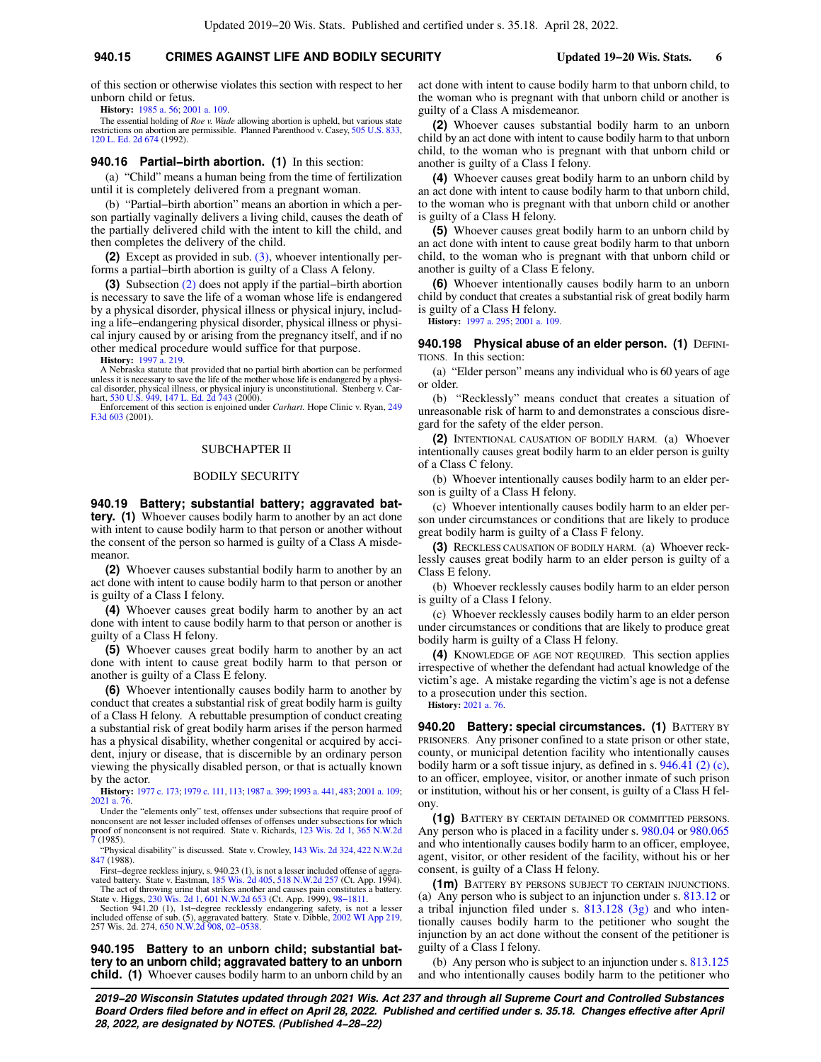of this section or otherwise violates this section with respect to her unborn child or fetus.

**History:** 1985 a. 56; 2001 a. 109.

The essential holding of *Roe v. Wade* allowing abortion is upheld, but various state restrictions on abortion are permissible. Planned Parenthood v. Casey, 505 U.S. 833, 120 L. Ed. 2d 674 (1992).

**940.16 Partial−birth abortion.** **(1)** In this section:

(a) "Child" means a human being from the time of fertilization until it is completely delivered from a pregnant woman.

(b) "Partial−birth abortion" means an abortion in which a person partially vaginally delivers a living child, causes the death of the partially delivered child with the intent to kill the child, and then completes the delivery of the child.

**(2)** Except as provided in sub. (3), whoever intentionally performs a partial−birth abortion is guilty of a Class A felony.

**(3)** Subsection (2) does not apply if the partial−birth abortion is necessary to save the life of a woman whose life is endangered by a physical disorder, physical illness or physical injury, including a life−endangering physical disorder, physical illness or physical injury caused by or arising from the pregnancy itself, and if no other medical procedure would suffice for that purpose.

**History:** 1997 a. 219.

A Nebraska statute that provided that no partial birth abortion can be performed unless it is necessary to save the life of the mother whose life is endangered by a physical disorder, physical illness, or physical injury is unconstitutional. Stenberg v. Carhart, 530 U.S. 949, 147 L. Ed. 2d 743 (2000).

Enforcement of this section is enjoined under *Carhart.* Hope Clinic v. Ryan, 249 F.3d 603 (2001).

## SUBCHAPTER II

## BODILY SECURITY

**940.19 Battery; substantial battery; aggravated battery.** **(1)** Whoever causes bodily harm to another by an act done with intent to cause bodily harm to that person or another without the consent of the person so harmed is guilty of a Class A misdemeanor.

**(2)** Whoever causes substantial bodily harm to another by an act done with intent to cause bodily harm to that person or another is guilty of a Class I felony.

**(4)** Whoever causes great bodily harm to another by an act done with intent to cause bodily harm to that person or another is guilty of a Class H felony.

**(5)** Whoever causes great bodily harm to another by an act done with intent to cause great bodily harm to that person or another is guilty of a Class E felony.

**(6)** Whoever intentionally causes bodily harm to another by conduct that creates a substantial risk of great bodily harm is guilty of a Class H felony. A rebuttable presumption of conduct creating a substantial risk of great bodily harm arises if the person harmed has a physical disability, whether congenital or acquired by accident, injury or disease, that is discernible by an ordinary person viewing the physically disabled person, or that is actually known by the actor.

**History:** 1977 c. 173; 1979 c. 111, 113; 1987 a. 399; 1993 a. 441, 483; 2001 a. 109; 2021 a. 76.

Under the "elements only" test, offenses under subsections that require proof of nonconsent are not lesser included offenses of offenses under subsections for which proof of nonconsent is not required. State v. Richards, 123 Wis. 2d 1, 365 N.W.2d 7 (1985).

"Physical disability" is discussed. State v. Crowley, 143 Wis. 2d 324, 422 N.W.2d 847 (1988).

First−degree reckless injury, s. 940.23 (1), is not a lesser included offense of aggravated battery. State v. Eastman, 185 Wis. 2d 405, 518 N.W.2d 257 (Ct. App. 1994).

The act of throwing urine that strikes another and causes pain constitutes a battery. State v. Higgs, 230 Wis. 2d 1, 601 N.W.2d 653 (Ct. App. 1999), 98−1811.

Section 941.20 (1), 1st−degree recklessly endangering safety, is not a lesser included offense of sub. (5), aggravated battery. State v. Dibble, 2002 WI App 219, 257 Wis. 2d. 274, 650 N.W.2d 908, 02−0538.

**940.195 Battery to an unborn child; substantial battery to an unborn child; aggravated battery to an unborn child.** **(1)** Whoever causes bodily harm to an unborn child by an act done with intent to cause bodily harm to that unborn child, to the woman who is pregnant with that unborn child or another is guilty of a Class A misdemeanor.

**(2)** Whoever causes substantial bodily harm to an unborn child by an act done with intent to cause bodily harm to that unborn child, to the woman who is pregnant with that unborn child or another is guilty of a Class I felony.

**(4)** Whoever causes great bodily harm to an unborn child by an act done with intent to cause bodily harm to that unborn child, to the woman who is pregnant with that unborn child or another is guilty of a Class H felony.

**(5)** Whoever causes great bodily harm to an unborn child by an act done with intent to cause great bodily harm to that unborn child, to the woman who is pregnant with that unborn child or another is guilty of a Class E felony.

**(6)** Whoever intentionally causes bodily harm to an unborn child by conduct that creates a substantial risk of great bodily harm is guilty of a Class H felony.

**History:** 1997 a. 295; 2001 a. 109.

**940.198 Physical abuse of an elder person.** **(1)** DEFINITIONS. In this section:

(a) "Elder person" means any individual who is 60 years of age or older.

(b) "Recklessly" means conduct that creates a situation of unreasonable risk of harm to and demonstrates a conscious disregard for the safety of the elder person.

**(2)** INTENTIONAL CAUSATION OF BODILY HARM. (a) Whoever intentionally causes great bodily harm to an elder person is guilty of a Class C felony.

(b) Whoever intentionally causes bodily harm to an elder person is guilty of a Class H felony.

(c) Whoever intentionally causes bodily harm to an elder person under circumstances or conditions that are likely to produce great bodily harm is guilty of a Class F felony.

**(3)** RECKLESS CAUSATION OF BODILY HARM. (a) Whoever recklessly causes great bodily harm to an elder person is guilty of a Class E felony.

(b) Whoever recklessly causes bodily harm to an elder person is guilty of a Class I felony.

(c) Whoever recklessly causes bodily harm to an elder person under circumstances or conditions that are likely to produce great bodily harm is guilty of a Class H felony.

**(4)** KNOWLEDGE OF AGE NOT REQUIRED. This section applies irrespective of whether the defendant had actual knowledge of the victim's age. A mistake regarding the victim's age is not a defense to a prosecution under this section.

**History:** 2021 a. 76.

**940.20 Battery: special circumstances.** **(1)** BATTERY BY PRISONERS. Any prisoner confined to a state prison or other state, county, or municipal detention facility who intentionally causes bodily harm or a soft tissue injury, as defined in s. 946.41 (2) (c), to an officer, employee, visitor, or another inmate of such prison or institution, without his or her consent, is guilty of a Class H felony.

**(1g)** BATTERY BY CERTAIN DETAINED OR COMMITTED PERSONS. Any person who is placed in a facility under s. 980.04 or 980.065 and who intentionally causes bodily harm to an officer, employee, agent, visitor, or other resident of the facility, without his or her consent, is guilty of a Class H felony.

**(1m)** BATTERY BY PERSONS SUBJECT TO CERTAIN INJUNCTIONS. (a) Any person who is subject to an injunction under s. 813.12 or a tribal injunction filed under s. 813.128 (3g) and who intentionally causes bodily harm to the petitioner who sought the injunction by an act done without the consent of the petitioner is guilty of a Class I felony.

(b) Any person who is subject to an injunction under s. 813.125 and who intentionally causes bodily harm to the petitioner who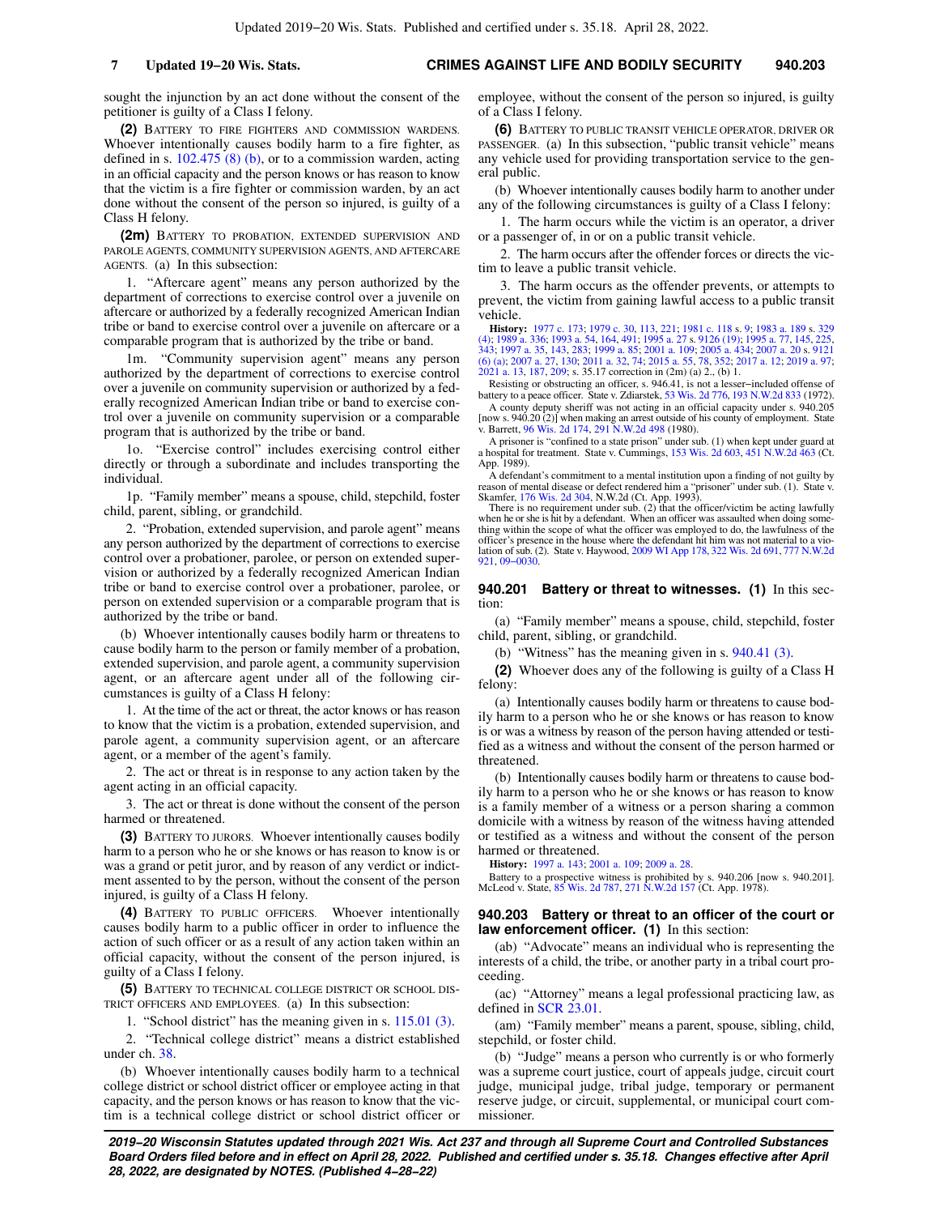sought the injunction by an act done without the consent of the petitioner is guilty of a Class I felony.

**(2)** BATTERY TO FIRE FIGHTERS AND COMMISSION WARDENS. Whoever intentionally causes bodily harm to a fire fighter, as defined in s. 102.475 (8) (b), or to a commission warden, acting in an official capacity and the person knows or has reason to know that the victim is a fire fighter or commission warden, by an act done without the consent of the person so injured, is guilty of a Class H felony.

**(2m)** BATTERY TO PROBATION, EXTENDED SUPERVISION AND PAROLE AGENTS, COMMUNITY SUPERVISION AGENTS, AND AFTERCARE AGENTS. (a) In this subsection:

1. "Aftercare agent" means any person authorized by the department of corrections to exercise control over a juvenile on aftercare or authorized by a federally recognized American Indian tribe or band to exercise control over a juvenile on aftercare or a comparable program that is authorized by the tribe or band.

1m. "Community supervision agent" means any person authorized by the department of corrections to exercise control over a juvenile on community supervision or authorized by a federally recognized American Indian tribe or band to exercise control over a juvenile on community supervision or a comparable program that is authorized by the tribe or band.

1o. "Exercise control" includes exercising control either directly or through a subordinate and includes transporting the individual.

1p. "Family member" means a spouse, child, stepchild, foster child, parent, sibling, or grandchild.

2. "Probation, extended supervision, and parole agent" means any person authorized by the department of corrections to exercise control over a probationer, parolee, or person on extended supervision or authorized by a federally recognized American Indian tribe or band to exercise control over a probationer, parolee, or person on extended supervision or a comparable program that is authorized by the tribe or band.

(b) Whoever intentionally causes bodily harm or threatens to cause bodily harm to the person or family member of a probation, extended supervision, and parole agent, a community supervision agent, or an aftercare agent under all of the following circumstances is guilty of a Class H felony:

1. At the time of the act or threat, the actor knows or has reason to know that the victim is a probation, extended supervision, and parole agent, a community supervision agent, or an aftercare agent, or a member of the agent's family.

2. The act or threat is in response to any action taken by the agent acting in an official capacity.

3. The act or threat is done without the consent of the person harmed or threatened.

**(3)** BATTERY TO JURORS. Whoever intentionally causes bodily harm to a person who he or she knows or has reason to know is or was a grand or petit juror, and by reason of any verdict or indictment assented to by the person, without the consent of the person injured, is guilty of a Class H felony.

**(4)** BATTERY TO PUBLIC OFFICERS. Whoever intentionally causes bodily harm to a public officer in order to influence the action of such officer or as a result of any action taken within an official capacity, without the consent of the person injured, is guilty of a Class I felony.

**(5)** BATTERY TO TECHNICAL COLLEGE DISTRICT OR SCHOOL DISTRICT OFFICERS AND EMPLOYEES. (a) In this subsection:

1. "School district" has the meaning given in s. 115.01 (3).

2. "Technical college district" means a district established under ch. 38.

(b) Whoever intentionally causes bodily harm to a technical college district or school district officer or employee acting in that capacity, and the person knows or has reason to know that the victim is a technical college district or school district officer or employee, without the consent of the person so injured, is guilty of a Class I felony.

**(6)** BATTERY TO PUBLIC TRANSIT VEHICLE OPERATOR, DRIVER OR PASSENGER. (a) In this subsection, "public transit vehicle" means any vehicle used for providing transportation service to the general public.

(b) Whoever intentionally causes bodily harm to another under any of the following circumstances is guilty of a Class I felony:

1. The harm occurs while the victim is an operator, a driver or a passenger of, in or on a public transit vehicle.

2. The harm occurs after the offender forces or directs the victim to leave a public transit vehicle.

3. The harm occurs as the offender prevents, or attempts to prevent, the victim from gaining lawful access to a public transit vehicle.

**History:** 1977 c. 173; 1979 c. 30, 113, 221; 1981 c. 118 s. 9; 1983 a. 189 s. 329 (4); 1989 a. 336; 1993 a. 54, 164, 491; 1995 a. 27 s. 9126 (19); 1995 a. 77, 145, 225, 343; 1997 a. 35, 143, 283; 1999 a. 85; 2001 a. 109; 2005 a. 434; 2007 a. 20 s. 9121 (6) (a); 2007 a. 27, 130; 2011 a. 32, 74; 2015 a. 55, 78, 352; 2017 a. 12; 2019 a. 97; 2021 a. 13, 187, 209; s. 35.17 correction in (2m) (a) 2., (b) 1.

Resisting or obstructing an officer, s. 946.41, is not a lesser-included offense of battery to a peace officer. State v. Zdiarstek, 53 Wis. 2d 776, 193 N.W.2d 833 (1972).

A county deputy sheriff was not acting in an official capacity under s. 940.205 [now s. 940.20 (2)] when making an arrest outside of his county of employment. State v. Barrett, 96 Wis. 2d 174, 291 N.W.2d 498 (1980).

A prisoner is "confined to a state prison" under sub. (1) when kept under guard at a hospital for treatment. State v. Cummings, 153 Wis. 2d 603, 451 N.W.2d 463 (Ct. App. 1989).

A defendant's commitment to a mental institution upon a finding of not guilty by reason of mental disease or defect rendered him a "prisoner" under sub. (1). State v. Skamfer, 176 Wis. 2d 304, N.W.2d (Ct. App. 1993).

There is no requirement under sub. (2) that the officer/victim be acting lawfully when he or she is hit by a defendant. When an officer was assaulted when doing something within the scope of what the officer was employed to do, the lawfulness of the officer's presence in the house where the defendant hit him was not material to a violation of sub. (2). State v. Haywood, 2009 WI App 178, 322 Wis. 2d 691, 777 N.W.2d 921, 09-0030.

## 940.201 Battery or threat to witnesses.

**(1)** In this section:

(a) "Family member" means a spouse, child, stepchild, foster child, parent, sibling, or grandchild.

(b) "Witness" has the meaning given in s. 940.41 (3).

**(2)** Whoever does any of the following is guilty of a Class H felony:

(a) Intentionally causes bodily harm or threatens to cause bodily harm to a person who he or she knows or has reason to know is or was a witness by reason of the person having attended or testified as a witness and without the consent of the person harmed or threatened.

(b) Intentionally causes bodily harm or threatens to cause bodily harm to a person who he or she knows or has reason to know is a family member of a witness or a person sharing a common domicile with a witness by reason of the witness having attended or testified as a witness and without the consent of the person harmed or threatened.

**History:** 1997 a. 143; 2001 a. 109; 2009 a. 28.

Battery to a prospective witness is prohibited by s. 940.206 [now s. 940.201]. McLeod v. State, 85 Wis. 2d 787, 271 N.W.2d 157 (Ct. App. 1978).

## 940.203 Battery or threat to an officer of the court or law enforcement officer.

**(1)** In this section:

(ab) "Advocate" means an individual who is representing the interests of a child, the tribe, or another party in a tribal court proceeding.

(ac) "Attorney" means a legal professional practicing law, as defined in SCR 23.01.

(am) "Family member" means a parent, spouse, sibling, child, stepchild, or foster child.

(b) "Judge" means a person who currently is or who formerly was a supreme court justice, court of appeals judge, circuit court judge, municipal judge, tribal judge, temporary or permanent reserve judge, or circuit, supplemental, or municipal court commissioner.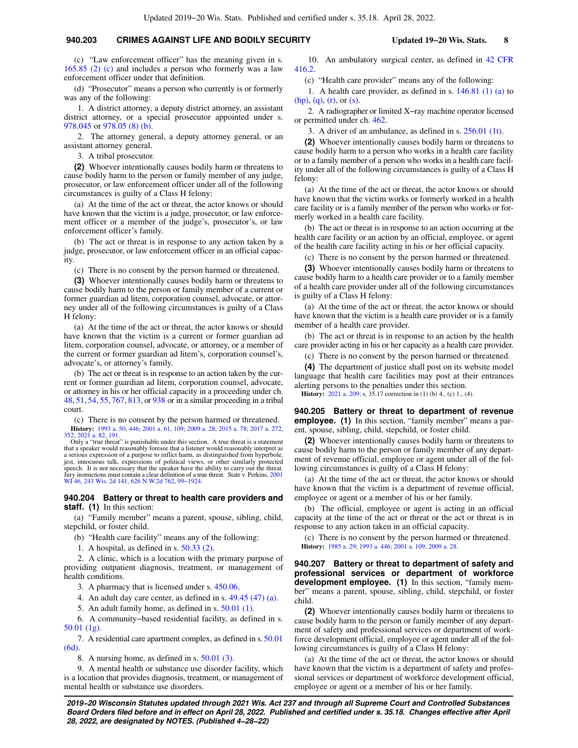(c) "Law enforcement officer" has the meaning given in s. 165.85 (2) (c) and includes a person who formerly was a law enforcement officer under that definition.

(d) "Prosecutor" means a person who currently is or formerly was any of the following:

1. A district attorney, a deputy district attorney, an assistant district attorney, or a special prosecutor appointed under s. 978.045 or 978.05 (8) (b).

2. The attorney general, a deputy attorney general, or an assistant attorney general.

3. A tribal prosecutor.

**(2)** Whoever intentionally causes bodily harm or threatens to cause bodily harm to the person or family member of any judge, prosecutor, or law enforcement officer under all of the following circumstances is guilty of a Class H felony:

(a) At the time of the act or threat, the actor knows or should have known that the victim is a judge, prosecutor, or law enforcement officer or a member of the judge's, prosecutor's, or law enforcement officer's family.

(b) The act or threat is in response to any action taken by a judge, prosecutor, or law enforcement officer in an official capacity.

(c) There is no consent by the person harmed or threatened.

**(3)** Whoever intentionally causes bodily harm or threatens to cause bodily harm to the person or family member of a current or former guardian ad litem, corporation counsel, advocate, or attorney under all of the following circumstances is guilty of a Class H felony:

(a) At the time of the act or threat, the actor knows or should have known that the victim is a current or former guardian ad litem, corporation counsel, advocate, or attorney, or a member of the current or former guardian ad litem's, corporation counsel's, advocate's, or attorney's family.

(b) The act or threat is in response to an action taken by the current or former guardian ad litem, corporation counsel, advocate, or attorney in his or her official capacity in a proceeding under ch. 48, 51, 54, 55, 767, 813, or 938 or in a similar proceeding in a tribal court.

(c) There is no consent by the person harmed or threatened.

**History:** 1993 a. 50, 446; 2001 a. 61, 109; 2009 a. 28; 2015 a. 78; 2017 a. 272, 352; 2021 a. 82, 191.

Only a "true threat" is punishable under this section. A true threat is a statement that a speaker would reasonably foresee that a listener would reasonably interpret as a serious expression of a purpose to inflict harm, as distinguished from hyperbole, jest, innocuous talk, expressions of political views, or other similarly protected speech. It is not necessary that the speaker have the ability to carry out the threat. Jury instructions must contain a clear definition of a true threat. State v. Perkins, 2001 WI 46, 243 Wis. 2d 141, 626 N.W.2d 762, 99-1924.

**940.204 Battery or threat to health care providers and staff. (1)** In this section:

(a) "Family member" means a parent, spouse, sibling, child, stepchild, or foster child.

(b) "Health care facility" means any of the following:

1. A hospital, as defined in s. 50.33 (2).

2. A clinic, which is a location with the primary purpose of providing outpatient diagnosis, treatment, or management of health conditions.

3. A pharmacy that is licensed under s. 450.06.

4. An adult day care center, as defined in s. 49.45 (47) (a).

5. An adult family home, as defined in s. 50.01 (1).

6. A community-based residential facility, as defined in s. 50.01 (1g).

7. A residential care apartment complex, as defined in s. 50.01 (6d).

8. A nursing home, as defined in s. 50.01 (3).

9. A mental health or substance use disorder facility, which is a location that provides diagnosis, treatment, or management of mental health or substance use disorders.

10. An ambulatory surgical center, as defined in 42 CFR 416.2.

(c) "Health care provider" means any of the following:

1. A health care provider, as defined in s. 146.81 (1) (a) to (hp), (q), (r), or (s).

2. A radiographer or limited X-ray machine operator licensed or permitted under ch. 462.

3. A driver of an ambulance, as defined in s. 256.01 (1t).

**(2)** Whoever intentionally causes bodily harm or threatens to cause bodily harm to a person who works in a health care facility or to a family member of a person who works in a health care facility under all of the following circumstances is guilty of a Class H felony:

(a) At the time of the act or threat, the actor knows or should have known that the victim works or formerly worked in a health care facility or is a family member of the person who works or formerly worked in a health care facility.

(b) The act or threat is in response to an action occurring at the health care facility or an action by an official, employee, or agent of the health care facility acting in his or her official capacity.

(c) There is no consent by the person harmed or threatened.

**(3)** Whoever intentionally causes bodily harm or threatens to cause bodily harm to a health care provider or to a family member of a health care provider under all of the following circumstances is guilty of a Class H felony:

(a) At the time of the act or threat, the actor knows or should have known that the victim is a health care provider or is a family member of a health care provider.

(b) The act or threat is in response to an action by the health care provider acting in his or her capacity as a health care provider.

(c) There is no consent by the person harmed or threatened.

**(4)** The department of justice shall post on its website model language that health care facilities may post at their entrances alerting persons to the penalties under this section.

**History:** 2021 a. 209; s. 35.17 correction in (1) (b) 4., (c) 1., (4).

**940.205 Battery or threat to department of revenue employee. (1)** In this section, "family member" means a parent, spouse, sibling, child, stepchild, or foster child.

**(2)** Whoever intentionally causes bodily harm or threatens to cause bodily harm to the person or family member of any department of revenue official, employee or agent under all of the following circumstances is guilty of a Class H felony:

(a) At the time of the act or threat, the actor knows or should have known that the victim is a department of revenue official, employee or agent or a member of his or her family.

(b) The official, employee or agent is acting in an official capacity at the time of the act or threat or the act or threat is in response to any action taken in an official capacity.

(c) There is no consent by the person harmed or threatened.

**History:** 1985 a. 29; 1993 a. 446; 2001 a. 109; 2009 a. 28.

**940.207 Battery or threat to department of safety and professional services or department of workforce development employee. (1)** In this section, "family member" means a parent, spouse, sibling, child, stepchild, or foster child.

**(2)** Whoever intentionally causes bodily harm or threatens to cause bodily harm to the person or family member of any department of safety and professional services or department of workforce development official, employee or agent under all of the following circumstances is guilty of a Class H felony:

(a) At the time of the act or threat, the actor knows or should have known that the victim is a department of safety and professional services or department of workforce development official, employee or agent or a member of his or her family.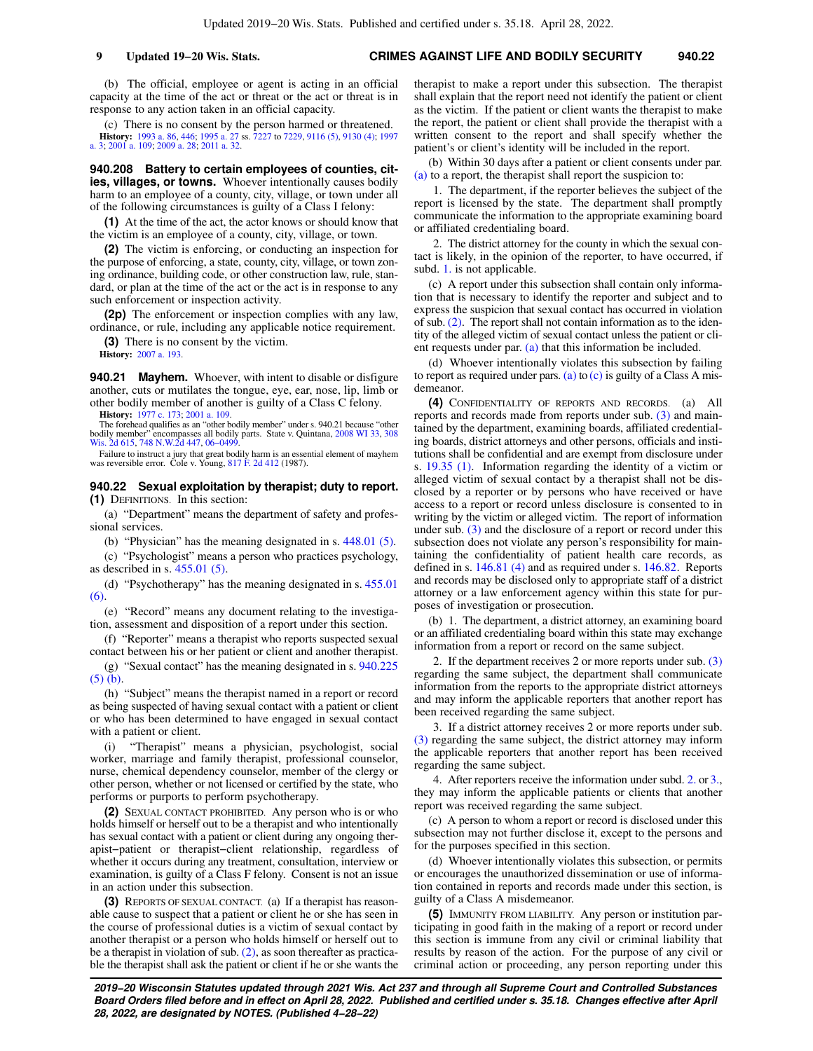(b) The official, employee or agent is acting in an official capacity at the time of the act or threat or the act or threat is in response to any action taken in an official capacity.

(c) There is no consent by the person harmed or threatened.

**History:** 1993 a. 86, 446; 1995 a. 27 ss. 7227 to 7229, 9116 (5), 9130 (4); 1997 a. 3; 2001 a. 109; 2009 a. 28; 2011 a. 32.

**940.208 Battery to certain employees of counties, cities, villages, or towns.** Whoever intentionally causes bodily harm to an employee of a county, city, village, or town under all of the following circumstances is guilty of a Class I felony:

**(1)** At the time of the act, the actor knows or should know that the victim is an employee of a county, city, village, or town.

**(2)** The victim is enforcing, or conducting an inspection for the purpose of enforcing, a state, county, city, village, or town zoning ordinance, building code, or other construction law, rule, standard, or plan at the time of the act or the act is in response to any such enforcement or inspection activity.

**(2p)** The enforcement or inspection complies with any law, ordinance, or rule, including any applicable notice requirement.

**(3)** There is no consent by the victim.

**History:** 2007 a. 193.

**940.21 Mayhem.** Whoever, with intent to disable or disfigure another, cuts or mutilates the tongue, eye, ear, nose, lip, limb or other bodily member of another is guilty of a Class C felony.

**History:** 1977 c. 173; 2001 a. 109.

The forehead qualifies as an "other bodily member" under s. 940.21 because "other bodily member" encompasses all bodily parts. State v. Quintana, 2008 WI 33, 308 Wis. 2d 615, 748 N.W.2d 447, 06–0499.

Failure to instruct a jury that great bodily harm is an essential element of mayhem was reversible error. Cole v. Young, 817 F. 2d 412 (1987).

**940.22 Sexual exploitation by therapist; duty to report.**

**(1)** DEFINITIONS. In this section:

(a) "Department" means the department of safety and professional services.

(b) "Physician" has the meaning designated in s. 448.01 (5).

(c) "Psychologist" means a person who practices psychology, as described in s. 455.01 (5).

(d) "Psychotherapy" has the meaning designated in s. 455.01 (6).

(e) "Record" means any document relating to the investigation, assessment and disposition of a report under this section.

(f) "Reporter" means a therapist who reports suspected sexual contact between his or her patient or client and another therapist.

(g) "Sexual contact" has the meaning designated in s. 940.225 (5) (b).

(h) "Subject" means the therapist named in a report or record as being suspected of having sexual contact with a patient or client or who has been determined to have engaged in sexual contact with a patient or client.

(i) "Therapist" means a physician, psychologist, social worker, marriage and family therapist, professional counselor, nurse, chemical dependency counselor, member of the clergy or other person, whether or not licensed or certified by the state, who performs or purports to perform psychotherapy.

**(2)** SEXUAL CONTACT PROHIBITED. Any person who is or who holds himself or herself out to be a therapist and who intentionally has sexual contact with a patient or client during any ongoing therapist–patient or therapist–client relationship, regardless of whether it occurs during any treatment, consultation, interview or examination, is guilty of a Class F felony. Consent is not an issue in an action under this subsection.

**(3)** REPORTS OF SEXUAL CONTACT. (a) If a therapist has reasonable cause to suspect that a patient or client he or she has seen in the course of professional duties is a victim of sexual contact by another therapist or a person who holds himself or herself out to be a therapist in violation of sub. (2), as soon thereafter as practicable the therapist shall ask the patient or client if he or she wants the therapist to make a report under this subsection. The therapist shall explain that the report need not identify the patient or client as the victim. If the patient or client wants the therapist to make the report, the patient or client shall provide the therapist with a written consent to the report and shall specify whether the patient's or client's identity will be included in the report.

(b) Within 30 days after a patient or client consents under par. (a) to a report, the therapist shall report the suspicion to:

1. The department, if the reporter believes the subject of the report is licensed by the state. The department shall promptly communicate the information to the appropriate examining board or affiliated credentialing board.

2. The district attorney for the county in which the sexual contact is likely, in the opinion of the reporter, to have occurred, if subd. 1. is not applicable.

(c) A report under this subsection shall contain only information that is necessary to identify the reporter and subject and to express the suspicion that sexual contact has occurred in violation of sub. (2). The report shall not contain information as to the identity of the alleged victim of sexual contact unless the patient or client requests under par. (a) that this information be included.

(d) Whoever intentionally violates this subsection by failing to report as required under pars. (a) to (c) is guilty of a Class A misdemeanor.

**(4)** CONFIDENTIALITY OF REPORTS AND RECORDS. (a) All reports and records made from reports under sub. (3) and maintained by the department, examining boards, affiliated credentialing boards, district attorneys and other persons, officials and institutions shall be confidential and are exempt from disclosure under s. 19.35 (1). Information regarding the identity of a victim or alleged victim of sexual contact by a therapist shall not be disclosed by a reporter or by persons who have received or have access to a report or record unless disclosure is consented to in writing by the victim or alleged victim. The report of information under sub. (3) and the disclosure of a report or record under this subsection does not violate any person's responsibility for maintaining the confidentiality of patient health care records, as defined in s. 146.81 (4) and as required under s. 146.82. Reports and records may be disclosed only to appropriate staff of a district attorney or a law enforcement agency within this state for purposes of investigation or prosecution.

(b) 1. The department, a district attorney, an examining board or an affiliated credentialing board within this state may exchange information from a report or record on the same subject.

2. If the department receives 2 or more reports under sub. (3) regarding the same subject, the department shall communicate information from the reports to the appropriate district attorneys and may inform the applicable reporters that another report has been received regarding the same subject.

3. If a district attorney receives 2 or more reports under sub. (3) regarding the same subject, the district attorney may inform the applicable reporters that another report has been received regarding the same subject.

4. After reporters receive the information under subd. 2. or 3., they may inform the applicable patients or clients that another report was received regarding the same subject.

(c) A person to whom a report or record is disclosed under this subsection may not further disclose it, except to the persons and for the purposes specified in this section.

(d) Whoever intentionally violates this subsection, or permits or encourages the unauthorized dissemination or use of information contained in reports and records made under this section, is guilty of a Class A misdemeanor.

**(5)** IMMUNITY FROM LIABILITY. Any person or institution participating in good faith in the making of a report or record under this section is immune from any civil or criminal liability that results by reason of the action. For the purpose of any civil or criminal action or proceeding, any person reporting under this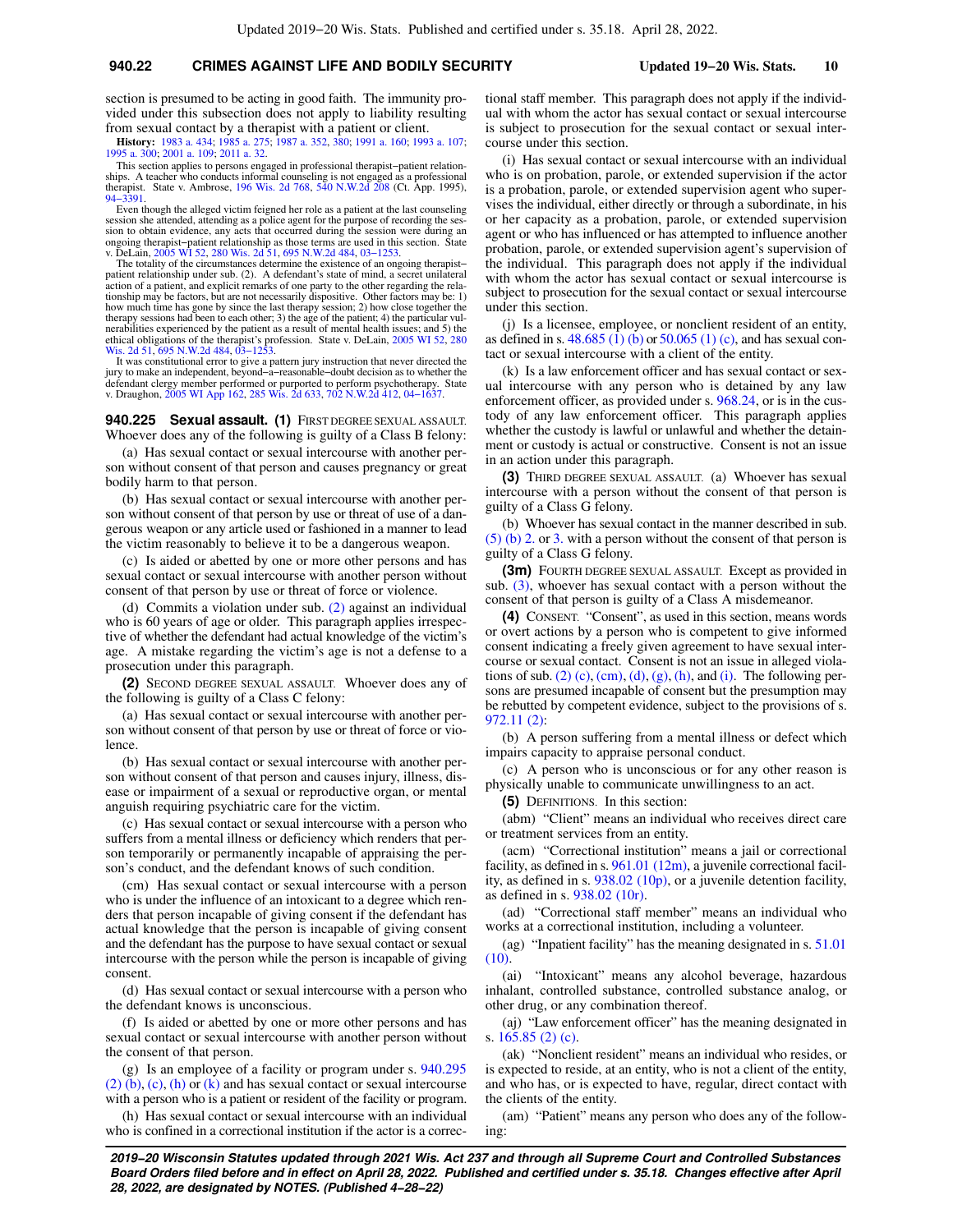section is presumed to be acting in good faith. The immunity provided under this subsection does not apply to liability resulting from sexual contact by a therapist with a patient or client.

**History:** 1983 a. 434; 1985 a. 275; 1987 a. 352, 380; 1991 a. 160; 1993 a. 107; 1995 a. 300; 2001 a. 109; 2011 a. 32.

This section applies to persons engaged in professional therapist−patient relationships. A teacher who conducts informal counseling is not engaged as a professional therapist. State v. Ambrose, 196 Wis. 2d 768, 540 N.W.2d 208 (Ct. App. 1995), 94−3391.

Even though the alleged victim feigned her role as a patient at the last counseling session she attended, attending as a police agent for the purpose of recording the session to obtain evidence, any acts that occurred during the session were during an ongoing therapist−patient relationship as those terms are used in this section. State v. DeLain, 2005 WI 52, 280 Wis. 2d 51, 695 N.W.2d 484, 03−1253.

The totality of the circumstances determine the existence of an ongoing therapist−patient relationship under sub. (2). A defendant's state of mind, a secret unilateral action of a patient, and explicit remarks of one party to the other regarding the relationship may be factors, but are not necessarily dispositive. Other factors may be: 1) how much time has gone by since the last therapy session; 2) how close together the therapy sessions had been to each other; 3) the age of the patient; 4) the particular vulnerabilities experienced by the patient as a result of mental health issues; and 5) the ethical obligations of the therapist's profession. State v. DeLain, 2005 WI 52, 280 Wis. 2d 51, 695 N.W.2d 484, 03−1253.

It was constitutional error to give a pattern jury instruction that never directed the jury to make an independent, beyond−a−reasonable−doubt decision as to whether the defendant clergy member performed or purported to perform psychotherapy. State v. Draughon, 2005 WI App 162, 285 Wis. 2d 633, 702 N.W.2d 412, 04−1637.

**940.225 Sexual assault. (1)** FIRST DEGREE SEXUAL ASSAULT. Whoever does any of the following is guilty of a Class B felony:

(a) Has sexual contact or sexual intercourse with another person without consent of that person and causes pregnancy or great bodily harm to that person.

(b) Has sexual contact or sexual intercourse with another person without consent of that person by use or threat of use of a dangerous weapon or any article used or fashioned in a manner to lead the victim reasonably to believe it to be a dangerous weapon.

(c) Is aided or abetted by one or more other persons and has sexual contact or sexual intercourse with another person without consent of that person by use or threat of force or violence.

(d) Commits a violation under sub. (2) against an individual who is 60 years of age or older. This paragraph applies irrespective of whether the defendant had actual knowledge of the victim's age. A mistake regarding the victim's age is not a defense to a prosecution under this paragraph.

**(2)** SECOND DEGREE SEXUAL ASSAULT. Whoever does any of the following is guilty of a Class C felony:

(a) Has sexual contact or sexual intercourse with another person without consent of that person by use or threat of force or violence.

(b) Has sexual contact or sexual intercourse with another person without consent of that person and causes injury, illness, disease or impairment of a sexual or reproductive organ, or mental anguish requiring psychiatric care for the victim.

(c) Has sexual contact or sexual intercourse with a person who suffers from a mental illness or deficiency which renders that person temporarily or permanently incapable of appraising the person's conduct, and the defendant knows of such condition.

(cm) Has sexual contact or sexual intercourse with a person who is under the influence of an intoxicant to a degree which renders that person incapable of giving consent if the defendant has actual knowledge that the person is incapable of giving consent and the defendant has the purpose to have sexual contact or sexual intercourse with the person while the person is incapable of giving consent.

(d) Has sexual contact or sexual intercourse with a person who the defendant knows is unconscious.

(f) Is aided or abetted by one or more other persons and has sexual contact or sexual intercourse with another person without the consent of that person.

(g) Is an employee of a facility or program under s. 940.295 (2) (b), (c), (h) or (k) and has sexual contact or sexual intercourse with a person who is a patient or resident of the facility or program.

(h) Has sexual contact or sexual intercourse with an individual who is confined in a correctional institution if the actor is a correctional staff member. This paragraph does not apply if the individual with whom the actor has sexual contact or sexual intercourse is subject to prosecution for the sexual contact or sexual intercourse under this section.

(i) Has sexual contact or sexual intercourse with an individual who is on probation, parole, or extended supervision if the actor is a probation, parole, or extended supervision agent who supervises the individual, either directly or through a subordinate, in his or her capacity as a probation, parole, or extended supervision agent or who has influenced or has attempted to influence another probation, parole, or extended supervision agent's supervision of the individual. This paragraph does not apply if the individual with whom the actor has sexual contact or sexual intercourse is subject to prosecution for the sexual contact or sexual intercourse under this section.

(j) Is a licensee, employee, or nonclient resident of an entity, as defined in s. 48.685 (1) (b) or 50.065 (1) (c), and has sexual contact or sexual intercourse with a client of the entity.

(k) Is a law enforcement officer and has sexual contact or sexual intercourse with any person who is detained by any law enforcement officer, as provided under s. 968.24, or is in the custody of any law enforcement officer. This paragraph applies whether the custody is lawful or unlawful and whether the detainment or custody is actual or constructive. Consent is not an issue in an action under this paragraph.

**(3)** THIRD DEGREE SEXUAL ASSAULT. (a) Whoever has sexual intercourse with a person without the consent of that person is guilty of a Class G felony.

(b) Whoever has sexual contact in the manner described in sub. (5) (b) 2. or 3. with a person without the consent of that person is guilty of a Class G felony.

**(3m)** FOURTH DEGREE SEXUAL ASSAULT. Except as provided in sub. (3), whoever has sexual contact with a person without the consent of that person is guilty of a Class A misdemeanor.

**(4)** CONSENT. "Consent", as used in this section, means words or overt actions by a person who is competent to give informed consent indicating a freely given agreement to have sexual intercourse or sexual contact. Consent is not an issue in alleged violations of sub. (2) (c), (cm), (d), (g), (h), and (i). The following persons are presumed incapable of consent but the presumption may be rebutted by competent evidence, subject to the provisions of s. 972.11 (2):

(b) A person suffering from a mental illness or defect which impairs capacity to appraise personal conduct.

(c) A person who is unconscious or for any other reason is physically unable to communicate unwillingness to an act.

**(5)** DEFINITIONS. In this section:

(abm) "Client" means an individual who receives direct care or treatment services from an entity.

(acm) "Correctional institution" means a jail or correctional facility, as defined in s. 961.01 (12m), a juvenile correctional facility, as defined in s. 938.02 (10p), or a juvenile detention facility, as defined in s. 938.02 (10r).

(ad) "Correctional staff member" means an individual who works at a correctional institution, including a volunteer.

(ag) "Inpatient facility" has the meaning designated in s. 51.01 (10).

(ai) "Intoxicant" means any alcohol beverage, hazardous inhalant, controlled substance, controlled substance analog, or other drug, or any combination thereof.

(aj) "Law enforcement officer" has the meaning designated in s. 165.85 (2) (c).

(ak) "Nonclient resident" means an individual who resides, or is expected to reside, at an entity, who is not a client of the entity, and who has, or is expected to have, regular, direct contact with the clients of the entity.

(am) "Patient" means any person who does any of the following: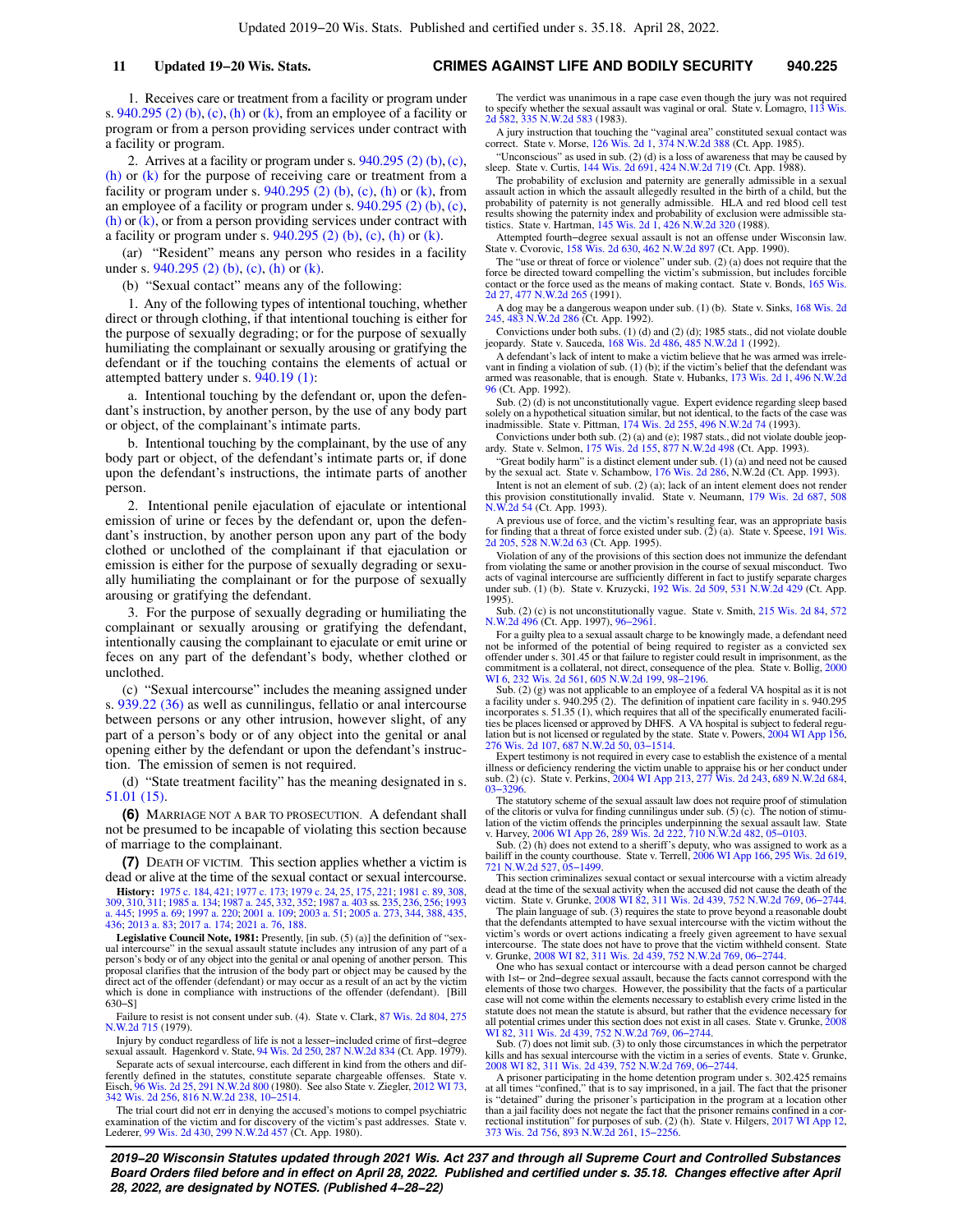1. Receives care or treatment from a facility or program under s. 940.295 (2) (b), (c), (h) or (k), from an employee of a facility or program or from a person providing services under contract with a facility or program.

2. Arrives at a facility or program under s. 940.295 (2) (b), (c), (h) or (k) for the purpose of receiving care or treatment from a facility or program under s. 940.295 (2) (b), (c), (h) or (k), from an employee of a facility or program under s. 940.295 (2) (b), (c), (h) or (k), or from a person providing services under contract with a facility or program under s. 940.295 (2) (b), (c), (h) or (k).

(ar) "Resident" means any person who resides in a facility under s. 940.295 (2) (b), (c), (h) or (k).

(b) "Sexual contact" means any of the following:

1. Any of the following types of intentional touching, whether direct or through clothing, if that intentional touching is either for the purpose of sexually degrading; or for the purpose of sexually humiliating the complainant or sexually arousing or gratifying the defendant or if the touching contains the elements of actual or attempted battery under s. 940.19 (1):

a. Intentional touching by the defendant or, upon the defendant's instruction, by another person, by the use of any body part or object, of the complainant's intimate parts.

b. Intentional touching by the complainant, by the use of any body part or object, of the defendant's intimate parts or, if done upon the defendant's instructions, the intimate parts of another person.

2. Intentional penile ejaculation of ejaculate or intentional emission of urine or feces by the defendant or, upon the defendant's instruction, by another person upon any part of the body clothed or unclothed of the complainant if that ejaculation or emission is either for the purpose of sexually degrading or sexually humiliating the complainant or for the purpose of sexually arousing or gratifying the defendant.

3. For the purpose of sexually degrading or humiliating the complainant or sexually arousing or gratifying the defendant, intentionally causing the complainant to ejaculate or emit urine or feces on any part of the defendant's body, whether clothed or unclothed.

(c) "Sexual intercourse" includes the meaning assigned under s. 939.22 (36) as well as cunnilingus, fellatio or anal intercourse between persons or any other intrusion, however slight, of any part of a person's body or of any object into the genital or anal opening either by the defendant or upon the defendant's instruction. The emission of semen is not required.

(d) "State treatment facility" has the meaning designated in s. 51.01 (15).

**(6)** MARRIAGE NOT A BAR TO PROSECUTION. A defendant shall not be presumed to be incapable of violating this section because of marriage to the complainant.

**(7)** DEATH OF VICTIM. This section applies whether a victim is dead or alive at the time of the sexual contact or sexual intercourse.

**History:** 1975 c. 184, 421; 1977 c. 173; 1979 c. 24, 25, 175, 221; 1981 c. 89, 308, 309, 310, 311; 1985 a. 134; 1987 a. 245, 332, 352; 1987 a. 403 ss. 235, 236, 256; 1993 a. 445; 1995 a. 69; 1997 a. 220; 2001 a. 109; 2003 a. 51; 2005 a. 273, 344, 388, 435, 436; 2013 a. 83; 2017 a. 174; 2021 a. 76, 188.

**Legislative Council Note, 1981:** Presently, [in sub. (5) (a)] the definition of "sexual intercourse" in the sexual assault statute includes any intrusion of any part of a person's body or of any object into the genital or anal opening of another person. This proposal clarifies that the intrusion of the body part or object may be caused by the direct act of the offender (defendant) or may occur as a result of an act by the victim which is done in compliance with instructions of the offender (defendant). [Bill 630-S]

Failure to resist is not consent under sub. (4). State v. Clark, 87 Wis. 2d 804, 275 N.W.2d 715 (1979).

Injury by conduct regardless of life is not a lesser-included crime of first-degree sexual assault. Hagenkord v. State, 94 Wis. 2d 250, 287 N.W.2d 834 (Ct. App. 1979).

Separate acts of sexual intercourse, each different in kind from the others and differently defined in the statutes, constitute separate chargeable offenses. State v. Eisch, 96 Wis. 2d 25, 291 N.W.2d 800 (1980). See also State v. Ziegler, 2012 WI 73, 342 Wis. 2d 256, 816 N.W.2d 238, 10-2514.

The trial court did not err in denying the accused's motions to compel psychiatric examination of the victim and for discovery of the victim's past addresses. State v. Lederer, 99 Wis. 2d 430, 299 N.W.2d 457 (Ct. App. 1980).

The verdict was unanimous in a rape case even though the jury was not required to specify whether the sexual assault was vaginal or oral. State v. Lomagro, 113 Wis. 2d 582, 335 N.W.2d 583 (1983).

A jury instruction that touching the "vaginal area" constituted sexual contact was correct. State v. Morse, 126 Wis. 2d 1, 374 N.W.2d 388 (Ct. App. 1985).

"Unconscious" as used in sub. (2) (d) is a loss of awareness that may be caused by sleep. State v. Curtis, 144 Wis. 2d 691, 424 N.W.2d 719 (Ct. App. 1988).

The probability of exclusion and paternity are generally admissible in a sexual assault action in which the assault allegedly resulted in the birth of a child, but the probability of paternity is not generally admissible. HLA and red blood cell test results showing the paternity index and probability of exclusion were admissible statistics. State v. Hartman, 145 Wis. 2d 1, 426 N.W.2d 320 (1988).

Attempted fourth-degree sexual assault is not an offense under Wisconsin law. State v. Cvorovic, 158 Wis. 2d 630, 462 N.W.2d 897 (Ct. App. 1990).

The "use or threat of force or violence" under sub. (2) (a) does not require that the force be directed toward compelling the victim's submission, but includes forcible contact or the force used as the means of making contact. State v. Bonds, 165 Wis. 2d 27, 477 N.W.2d 265 (1991).

A dog may be a dangerous weapon under sub. (1) (b). State v. Sinks, 168 Wis. 2d 245, 483 N.W.2d 286 (Ct. App. 1992).

Convictions under both subs. (1) (d) and (2) (d); 1985 stats., did not violate double jeopardy. State v. Sauceda, 168 Wis. 2d 486, 485 N.W.2d 1 (1992).

A defendant's lack of intent to make a victim believe that he was armed was irrelevant in finding a violation of sub. (1) (b); if the victim's belief that the defendant was armed was reasonable, that is enough. State v. Hubanks, 173 Wis. 2d 1, 496 N.W.2d 96 (Ct. App. 1992).

Sub. (2) (d) is not unconstitutionally vague. Expert evidence regarding sleep based solely on a hypothetical situation similar, but not identical, to the facts of the case was inadmissible. State v. Pittman, 174 Wis. 2d 255, 496 N.W.2d 74 (1993).

Convictions under both sub. (2) (a) and (e); 1987 stats., did not violate double jeopardy. State v. Selmon, 175 Wis. 2d 155, 877 N.W.2d 498 (Ct. App. 1993).

"Great bodily harm" is a distinct element under sub. (1) (a) and need not be caused by the sexual act. State v. Schambow, 176 Wis. 2d 286, N.W.2d (Ct. App. 1993).

Intent is not an element of sub. (2) (a); lack of an intent element does not render this provision constitutionally invalid. State v. Neumann, 179 Wis. 2d 687, 508 N.W.2d 54 (Ct. App. 1993).

A previous use of force, and the victim's resulting fear, was an appropriate basis for finding that a threat of force existed under sub. (2) (a). State v. Speese, 191 Wis. 2d 205, 528 N.W.2d 63 (Ct. App. 1995).

Violation of any of the provisions of this section does not immunize the defendant from violating the same or another provision in the course of sexual misconduct. Two acts of vaginal intercourse are sufficiently different in fact to justify separate charges under sub. (1) (b). State v. Kruzycki, 192 Wis. 2d 509, 531 N.W.2d 429 (Ct. App. 1995).

Sub. (2) (c) is not unconstitutionally vague. State v. Smith, 215 Wis. 2d 84, 572 N.W.2d 496 (Ct. App. 1997), 96-2961.

For a guilty plea to a sexual assault charge to be knowingly made, a defendant need not be informed of the potential of being required to register as a convicted sex offender under s. 301.45 or that failure to register could result in imprisonment, as the commitment is a collateral, not direct, consequence of the plea. State v. Bollig, 2000 WI 6, 232 Wis. 2d 561, 605 N.W.2d 199, 98-2196.

Sub. (2) (g) was not applicable to an employee of a federal VA hospital as it is not a facility under s. 940.295 (2). The definition of inpatient care facility in s. 940.295 incorporates s. 51.35 (1), which requires that all of the specifically enumerated facilities be places licensed or approved by DHFS. A VA hospital is subject to federal regulation but is not licensed or regulated by the state. State v. Powers, 2004 WI App 156, 276 Wis. 2d 107, 687 N.W.2d 50, 03-1514.

Expert testimony is not required in every case to establish the existence of a mental illness or deficiency rendering the victim unable to appraise his or her conduct under sub. (2) (c). State v. Perkins, 2004 WI App 213, 277 Wis. 2d 243, 689 N.W.2d 684, 03-3296.

The statutory scheme of the sexual assault law does not require proof of stimulation of the clitoris or vulva for finding cunnilingus under sub. (5) (c). The notion of stimulation of the victim offends the principles underpinning the sexual assault law. State v. Harvey, 2006 WI App 26, 289 Wis. 2d 222, 710 N.W.2d 482, 05-0103.

Sub. (2) (h) does not extend to a sheriff's deputy, who was assigned to work as a bailiff in the county courthouse. State v. Terrell, 2006 WI App 166, 295 Wis. 2d 619, 721 N.W.2d 527, 05-1499.

This section criminalizes sexual contact or sexual intercourse with a victim already dead at the time of the sexual activity when the accused did not cause the death of the victim. State v. Grunke, 2008 WI 82, 311 Wis. 2d 439, 752 N.W.2d 769, 06-2744.

The plain language of sub. (3) requires the state to prove beyond a reasonable doubt that the defendants attempted to have sexual intercourse with the victim without the victim's words or overt actions indicating a freely given agreement to have sexual intercourse. The state does not have to prove that the victim withheld consent. State v. Grunke, 2008 WI 82, 311 Wis. 2d 439, 752 N.W.2d 769, 06-2744.

One who has sexual contact or intercourse with a dead person cannot be charged with 1st- or 2nd-degree sexual assault, because the facts cannot correspond with the elements of those two charges. However, the possibility that the facts of a particular case will not come within the elements necessary to establish every crime listed in the statute does not mean the statute is absurd, but rather that the evidence necessary for all potential crimes under this section does not exist in all cases. State v. Grunke, 2008 WI 82, 311 Wis. 2d 439, 752 N.W.2d 769, 06-2744.

Sub. (7) does not limit sub. (3) to only those circumstances in which the perpetrator kills and has sexual intercourse with the victim in a series of events. State v. Grunke, 2008 WI 82, 311 Wis. 2d 439, 752 N.W.2d 769, 06-2744.

A prisoner participating in the home detention program under s. 302.425 remains at all times "confined," that is to say imprisoned, in a jail. The fact that the prisoner is "detained" during the prisoner's participation in the program at a location other than a jail facility does not negate the fact that the prisoner remains confined in a correctional institution" for purposes of sub. (2) (h). State v. Hilgers, 2017 WI App 12, 373 Wis. 2d 756, 893 N.W.2d 261, 15-2256.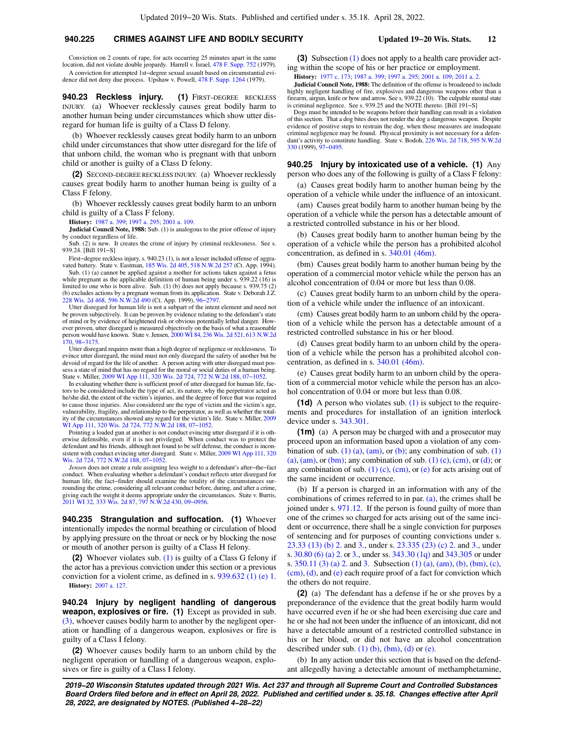Conviction on 2 counts of rape, for acts occurring 25 minutes apart in the same location, did not violate double jeopardy. Harrell v. Israel, 478 F. Supp. 752 (1979).

A conviction for attempted 1st−degree sexual assault based on circumstantial evidence did not deny due process. Upshaw v. Powell, 478 F. Supp. 1264 (1979).

**940.23 Reckless injury. (1)** FIRST−DEGREE RECKLESS INJURY. (a) Whoever recklessly causes great bodily harm to another human being under circumstances which show utter disregard for human life is guilty of a Class D felony.

(b) Whoever recklessly causes great bodily harm to an unborn child under circumstances that show utter disregard for the life of that unborn child, the woman who is pregnant with that unborn child or another is guilty of a Class D felony.

**(2)** SECOND−DEGREE RECKLESS INJURY. (a) Whoever recklessly causes great bodily harm to another human being is guilty of a Class F felony.

(b) Whoever recklessly causes great bodily harm to an unborn child is guilty of a Class F felony.

**History:** 1987 a. 399; 1997 a. 295; 2001 a. 109.

**Judicial Council Note, 1988:** Sub. (1) is analogous to the prior offense of injury by conduct regardless of life.

Sub. (2) is new. It creates the crime of injury by criminal recklessness. See s. 939.24. [Bill 191−S]

First−degree reckless injury, s. 940.23 (1), is not a lesser included offense of aggravated battery. State v. Eastman, 185 Wis. 2d 405, 518 N.W.2d 257 (Ct. App. 1994).

Sub. (1) (a) cannot be applied against a mother for actions taken against a fetus while pregnant as the applicable definition of human being under s. 939.22 (16) is limited to one who is born alive. Sub. (1) (b) does not apply because s. 939.75 (2) (b) excludes actions by a pregnant woman from its application. State v. Deborah J.Z. 228 Wis. 2d 468, 596 N.W.2d 490 (Ct. App. 1999), 96−2797.

Utter disregard for human life is not a subpart of the intent element and need not be proven subjectively. It can be proven by evidence relating to the defendant's state of mind or by evidence of heightened risk or obvious potentially lethal danger. However proven, utter disregard is measured objectively on the basis of what a reasonable person would have known. State v. Jensen, 2000 WI 84, 236 Wis. 2d 521, 613 N.W.2d 170, 98−3175.

Utter disregard requires more than a high degree of negligence or recklessness. To evince utter disregard, the mind must not only disregard the safety of another but be devoid of regard for the life of another. A person acting with utter disregard must possess a state of mind that has no regard for the moral or social duties of a human being. State v. Miller, 2009 WI App 111, 320 Wis. 2d 724, 772 N.W.2d 188, 07−1052.

In evaluating whether there is sufficient proof of utter disregard for human life, factors to be considered include the type of act, its nature, why the perpetrator acted as he/she did, the extent of the victim's injuries, and the degree of force that was required to cause those injuries. Also considered are the type of victim and the victim's age, vulnerability, fragility, and relationship to the perpetrator, as well as whether the totality of the circumstances showed any regard for the victim's life. State v. Miller, 2009 WI App 111, 320 Wis. 2d 724, 772 N.W.2d 188, 07−1052.

Pointing a loaded gun at another is not conduct evincing utter disregard if it is otherwise defensible, even if it is not privileged. When conduct was to protect the defendant and his friends, although not found to be self defense, the conduct is inconsistent with conduct evincing utter disregard. State v. Miller, 2009 WI App 111, 320 Wis. 2d 724, 772 N.W.2d 188, 07−1052.

*Jensen* does not create a rule assigning less weight to a defendant's after−the−fact conduct. When evaluating whether a defendant's conduct reflects utter disregard for human life, the fact−finder should examine the totality of the circumstances surrounding the crime, considering all relevant conduct before, during, and after a crime, giving each the weight it deems appropriate under the circumstances. State v. Burris, 2011 WI 32, 333 Wis. 2d 87, 797 N.W.2d 430, 09−0956.

**940.235 Strangulation and suffocation. (1)** Whoever intentionally impedes the normal breathing or circulation of blood by applying pressure on the throat or neck or by blocking the nose or mouth of another person is guilty of a Class H felony.

**(2)** Whoever violates sub. (1) is guilty of a Class G felony if the actor has a previous conviction under this section or a previous conviction for a violent crime, as defined in s. 939.632 (1) (e) 1.

**History:** 2007 a. 127.

**940.24 Injury by negligent handling of dangerous weapon, explosives or fire. (1)** Except as provided in sub. (3), whoever causes bodily harm to another by the negligent operation or handling of a dangerous weapon, explosives or fire is guilty of a Class I felony.

**(2)** Whoever causes bodily harm to an unborn child by the negligent operation or handling of a dangerous weapon, explosives or fire is guilty of a Class I felony.

**(3)** Subsection (1) does not apply to a health care provider acting within the scope of his or her practice or employment.

**History:** 1977 c. 173; 1987 a. 399; 1997 a. 295; 2001 a. 109; 2011 a. 2.

**Judicial Council Note, 1988:** The definition of the offense is broadened to include highly negligent handling of fire, explosives and dangerous weapons other than a firearm, airgun, knife or bow and arrow. See s. 939.22 (10). The culpable mental state is criminal negligence. See s. 939.25 and the NOTE thereto. [Bill 191−S]

Dogs must be intended to be weapons before their handling can result in a violation of this section. That a dog bites does not render the dog a dangerous weapon. Despite evidence of positive steps to restrain the dog, when those measures are inadequate criminal negligence may be found. Physical proximity is not necessary for a defendant's activity to constitute handling. State v. Bodoh, 226 Wis. 2d 718, 595 N.W.2d 330 (1999), 97−0495.

**940.25 Injury by intoxicated use of a vehicle. (1)** Any person who does any of the following is guilty of a Class F felony:

(a) Causes great bodily harm to another human being by the operation of a vehicle while under the influence of an intoxicant.

(am) Causes great bodily harm to another human being by the operation of a vehicle while the person has a detectable amount of a restricted controlled substance in his or her blood.

(b) Causes great bodily harm to another human being by the operation of a vehicle while the person has a prohibited alcohol concentration, as defined in s. 340.01 (46m).

(bm) Causes great bodily harm to another human being by the operation of a commercial motor vehicle while the person has an alcohol concentration of 0.04 or more but less than 0.08.

(c) Causes great bodily harm to an unborn child by the operation of a vehicle while under the influence of an intoxicant.

(cm) Causes great bodily harm to an unborn child by the operation of a vehicle while the person has a detectable amount of a restricted controlled substance in his or her blood.

(d) Causes great bodily harm to an unborn child by the operation of a vehicle while the person has a prohibited alcohol concentration, as defined in s. 340.01 (46m).

(e) Causes great bodily harm to an unborn child by the operation of a commercial motor vehicle while the person has an alcohol concentration of 0.04 or more but less than 0.08.

**(1d)** A person who violates sub. (1) is subject to the requirements and procedures for installation of an ignition interlock device under s. 343.301.

**(1m)** (a) A person may be charged with and a prosecutor may proceed upon an information based upon a violation of any combination of sub. (1) (a), (am), or (b); any combination of sub. (1) (a), (am), or (bm); any combination of sub. (1) (c), (cm), or (d); or any combination of sub. (1) (c), (cm), or (e) for acts arising out of the same incident or occurrence.

(b) If a person is charged in an information with any of the combinations of crimes referred to in par. (a), the crimes shall be joined under s. 971.12. If the person is found guilty of more than one of the crimes so charged for acts arising out of the same incident or occurrence, there shall be a single conviction for purposes of sentencing and for purposes of counting convictions under s. 23.33 (13) (b) 2. and 3., under s. 23.335 (23) (c) 2. and 3., under s. 30.80 (6) (a) 2. or 3., under ss. 343.30 (1q) and 343.305 or under s. 350.11 (3) (a) 2. and 3. Subsection (1) (a), (am), (b), (bm), (c), (cm), (d), and (e) each require proof of a fact for conviction which the others do not require.

**(2)** (a) The defendant has a defense if he or she proves by a preponderance of the evidence that the great bodily harm would have occurred even if he or she had been exercising due care and he or she had not been under the influence of an intoxicant, did not have a detectable amount of a restricted controlled substance in his or her blood, or did not have an alcohol concentration described under sub. (1) (b), (bm), (d) or (e).

(b) In any action under this section that is based on the defendant allegedly having a detectable amount of methamphetamine,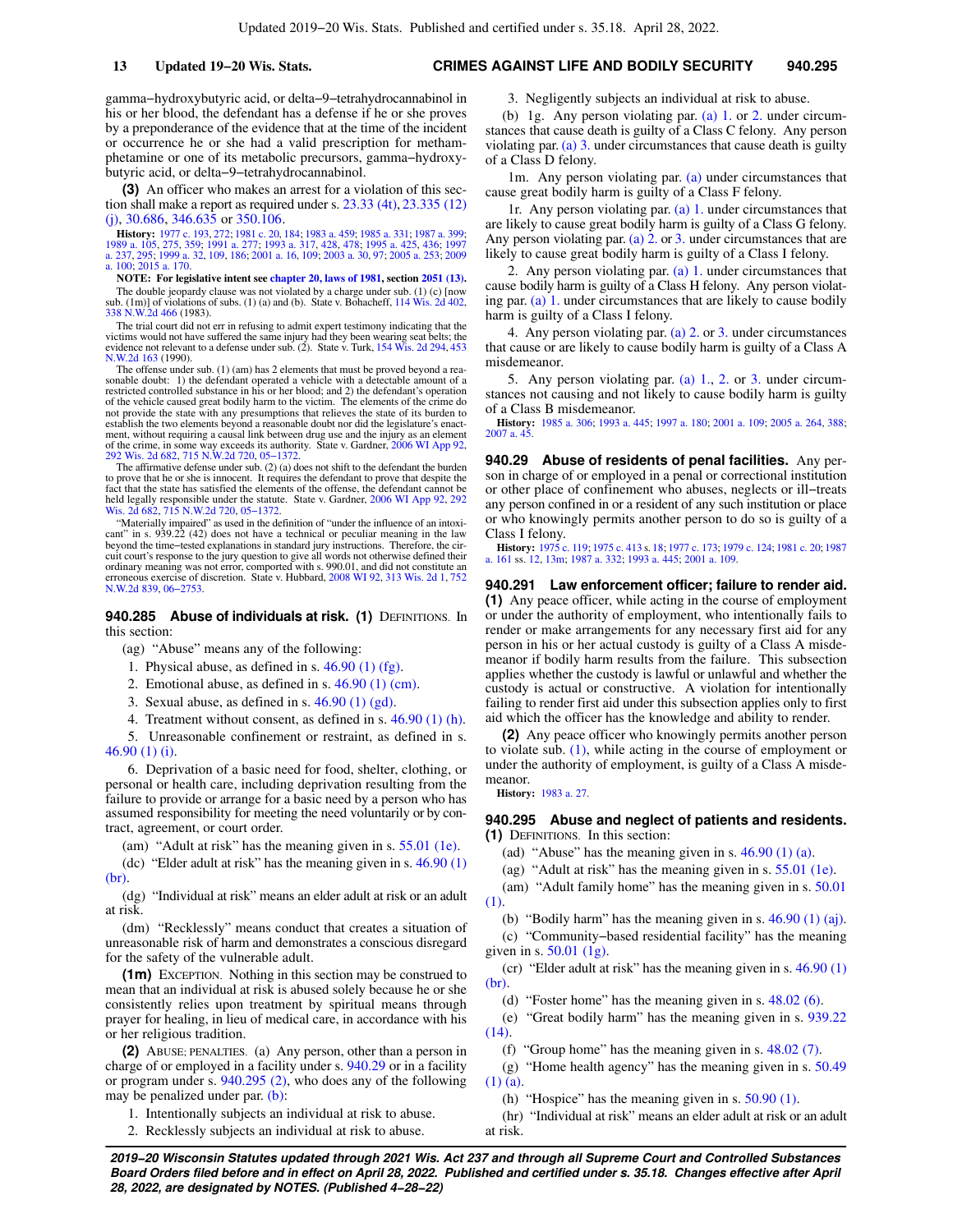gamma−hydroxybutyric acid, or delta−9−tetrahydrocannabinol in his or her blood, the defendant has a defense if he or she proves by a preponderance of the evidence that at the time of the incident or occurrence he or she had a valid prescription for methamphetamine or one of its metabolic precursors, gamma−hydroxybutyric acid, or delta−9−tetrahydrocannabinol.

**(3)** An officer who makes an arrest for a violation of this section shall make a report as required under s. 23.33 (4t), 23.335 (12) (j), 30.686, 346.635 or 350.106.

**History:** 1977 c. 193, 272; 1981 c. 20, 184; 1983 a. 459; 1985 a. 331; 1987 a. 399; 1989 a. 105, 275, 359; 1991 a. 277; 1993 a. 317, 428, 478; 1995 a. 425, 436; 1997 a. 237, 295; 1999 a. 32, 109, 186; 2001 a. 16, 109; 2003 a. 30, 97; 2005 a. 253; 2009 a. 100; 2015 a. 170.

**NOTE: For legislative intent see chapter 20, laws of 1981, section 2051 (13).**

The double jeopardy clause was not violated by a charge under sub. (1) (c) [now sub. (1m)] of violations of subs. (1) (a) and (b). State v. Bohacheff, 114 Wis. 2d 402, 338 N.W.2d 466 (1983).

The trial court did not err in refusing to admit expert testimony indicating that the victims would not have suffered the same injury had they been wearing seat belts; the evidence not relevant to a defense under sub. (2). State v. Turk, 154 Wis. 2d 294, 453 N.W.2d 163 (1990).

The offense under sub. (1) (am) has 2 elements that must be proved beyond a reasonable doubt: 1) the defendant operated a vehicle with a detectable amount of a restricted controlled substance in his or her blood; and 2) the defendant's operation of the vehicle caused great bodily harm to the victim. The elements of the crime do not provide the state with any presumptions that relieves the state of its burden to establish the two elements beyond a reasonable doubt nor did the legislature's enactment, without requiring a causal link between drug use and the injury as an element of the crime, in some way exceeds its authority. State v. Gardner, 2006 WI App 92, 292 Wis. 2d 682, 715 N.W.2d 720, 05−1372.

The affirmative defense under sub. (2) (a) does not shift to the defendant the burden to prove that he or she is innocent. It requires the defendant to prove that despite the fact that the state has satisfied the elements of the offense, the defendant cannot be held legally responsible under the statute. State v. Gardner, 2006 WI App 92, 292 Wis. 2d 682, 715 N.W.2d 720, 05−1372.

"Materially impaired" as used in the definition of "under the influence of an intoxicant" in s. 939.22 (42) does not have a technical or peculiar meaning in the law beyond the time−tested explanations in standard jury instructions. Therefore, the circuit court's response to the jury question to give all words not otherwise defined their ordinary meaning was not error, comported with s. 990.01, and did not constitute an erroneous exercise of discretion. State v. Hubbard, 2008 WI 92, 313 Wis. 2d 1, 752 N.W.2d 839, 06−2753.

### 940.285 Abuse of individuals at risk.

**(1)** DEFINITIONS. In this section:

(ag) "Abuse" means any of the following:

1. Physical abuse, as defined in s. 46.90 (1) (fg).

2. Emotional abuse, as defined in s. 46.90 (1) (cm).

3. Sexual abuse, as defined in s. 46.90 (1) (gd).

4. Treatment without consent, as defined in s. 46.90 (1) (h).

5. Unreasonable confinement or restraint, as defined in s. 46.90 (1) (i).

6. Deprivation of a basic need for food, shelter, clothing, or personal or health care, including deprivation resulting from the failure to provide or arrange for a basic need by a person who has assumed responsibility for meeting the need voluntarily or by contract, agreement, or court order.

(am) "Adult at risk" has the meaning given in s. 55.01 (1e).

(dc) "Elder adult at risk" has the meaning given in s. 46.90 (1) (br).

(dg) "Individual at risk" means an elder adult at risk or an adult at risk.

(dm) "Recklessly" means conduct that creates a situation of unreasonable risk of harm and demonstrates a conscious disregard for the safety of the vulnerable adult.

**(1m)** EXCEPTION. Nothing in this section may be construed to mean that an individual at risk is abused solely because he or she consistently relies upon treatment by spiritual means through prayer for healing, in lieu of medical care, in accordance with his or her religious tradition.

**(2)** ABUSE; PENALTIES. (a) Any person, other than a person in charge of or employed in a facility under s. 940.29 or in a facility or program under s. 940.295 (2), who does any of the following may be penalized under par. (b):

1. Intentionally subjects an individual at risk to abuse.

2. Recklessly subjects an individual at risk to abuse.

3. Negligently subjects an individual at risk to abuse.

(b) 1g. Any person violating par. (a) 1. or 2. under circumstances that cause death is guilty of a Class C felony. Any person violating par. (a) 3. under circumstances that cause death is guilty of a Class D felony.

1m. Any person violating par. (a) under circumstances that cause great bodily harm is guilty of a Class F felony.

1r. Any person violating par. (a) 1. under circumstances that are likely to cause great bodily harm is guilty of a Class G felony. Any person violating par. (a) 2. or 3. under circumstances that are likely to cause great bodily harm is guilty of a Class I felony.

2. Any person violating par. (a) 1. under circumstances that cause bodily harm is guilty of a Class H felony. Any person violating par. (a) 1. under circumstances that are likely to cause bodily harm is guilty of a Class I felony.

4. Any person violating par. (a) 2. or 3. under circumstances that cause or are likely to cause bodily harm is guilty of a Class A misdemeanor.

5. Any person violating par. (a) 1., 2. or 3. under circumstances not causing and not likely to cause bodily harm is guilty of a Class B misdemeanor.

**History:** 1985 a. 306; 1993 a. 445; 1997 a. 180; 2001 a. 109; 2005 a. 264, 388; 2007 a. 45.

### 940.29 Abuse of residents of penal facilities.

Any person in charge of or employed in a penal or correctional institution or other place of confinement who abuses, neglects or ill−treats any person confined in or a resident of any such institution or place or who knowingly permits another person to do so is guilty of a Class I felony.

**History:** 1975 c. 119; 1975 c. 413 s. 18; 1977 c. 173; 1979 c. 124; 1981 c. 20; 1987 a. 161 ss. 12, 13m; 1987 a. 332; 1993 a. 445; 2001 a. 109.

### 940.291 Law enforcement officer; failure to render aid.

**(1)** Any peace officer, while acting in the course of employment or under the authority of employment, who intentionally fails to render or make arrangements for any necessary first aid for any person in his or her actual custody is guilty of a Class A misdemeanor if bodily harm results from the failure. This subsection applies whether the custody is lawful or unlawful and whether the custody is actual or constructive. A violation for intentionally failing to render first aid under this subsection applies only to first aid which the officer has the knowledge and ability to render.

**(2)** Any peace officer who knowingly permits another person to violate sub. (1), while acting in the course of employment or under the authority of employment, is guilty of a Class A misdemeanor.

**History:** 1983 a. 27.

### 940.295 Abuse and neglect of patients and residents.

**(1)** DEFINITIONS. In this section:

(ad) "Abuse" has the meaning given in s. 46.90 (1) (a).

(ag) "Adult at risk" has the meaning given in s. 55.01 (1e).

(am) "Adult family home" has the meaning given in s. 50.01 (1).

(b) "Bodily harm" has the meaning given in s. 46.90 (1) (aj).

(c) "Community−based residential facility" has the meaning given in s. 50.01 (1g).

(cr) "Elder adult at risk" has the meaning given in s. 46.90 (1) (br).

(d) "Foster home" has the meaning given in s. 48.02 (6).

(e) "Great bodily harm" has the meaning given in s. 939.22 (14).

(f) "Group home" has the meaning given in s. 48.02 (7).

(g) "Home health agency" has the meaning given in s. 50.49 (1) (a).

(h) "Hospice" has the meaning given in s. 50.90 (1).

(hr) "Individual at risk" means an elder adult at risk or an adult at risk.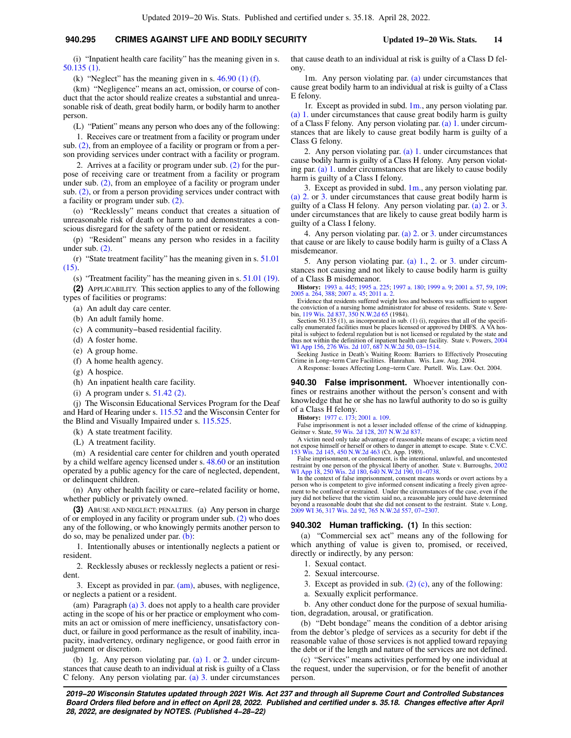(i) "Inpatient health care facility" has the meaning given in s. 50.135 (1).

(k) "Neglect" has the meaning given in s. 46.90 (1) (f).

(km) "Negligence" means an act, omission, or course of conduct that the actor should realize creates a substantial and unreasonable risk of death, great bodily harm, or bodily harm to another person.

(L) "Patient" means any person who does any of the following:

1. Receives care or treatment from a facility or program under sub. (2), from an employee of a facility or program or from a person providing services under contract with a facility or program.

2. Arrives at a facility or program under sub. (2) for the purpose of receiving care or treatment from a facility or program under sub. (2), from an employee of a facility or program under sub. (2), or from a person providing services under contract with a facility or program under sub. (2).

(o) "Recklessly" means conduct that creates a situation of unreasonable risk of death or harm to and demonstrates a conscious disregard for the safety of the patient or resident.

(p) "Resident" means any person who resides in a facility under sub. (2).

(r) "State treatment facility" has the meaning given in s. 51.01 (15).

(s) "Treatment facility" has the meaning given in s. 51.01 (19).

**(2)** APPLICABILITY. This section applies to any of the following types of facilities or programs:

(a) An adult day care center.

(b) An adult family home.

(c) A community−based residential facility.

(d) A foster home.

(e) A group home.

(f) A home health agency.

(g) A hospice.

(h) An inpatient health care facility.

(i) A program under s. 51.42 (2).

(j) The Wisconsin Educational Services Program for the Deaf and Hard of Hearing under s. 115.52 and the Wisconsin Center for the Blind and Visually Impaired under s. 115.525.

(k) A state treatment facility.

(L) A treatment facility.

(m) A residential care center for children and youth operated by a child welfare agency licensed under s. 48.60 or an institution operated by a public agency for the care of neglected, dependent, or delinquent children.

(n) Any other health facility or care−related facility or home, whether publicly or privately owned.

**(3)** ABUSE AND NEGLECT; PENALTIES. (a) Any person in charge of or employed in any facility or program under sub. (2) who does any of the following, or who knowingly permits another person to do so, may be penalized under par. (b):

1. Intentionally abuses or intentionally neglects a patient or resident.

2. Recklessly abuses or recklessly neglects a patient or resident.

3. Except as provided in par. (am), abuses, with negligence, or neglects a patient or a resident.

(am) Paragraph (a) 3. does not apply to a health care provider acting in the scope of his or her practice or employment who commits an act or omission of mere inefficiency, unsatisfactory conduct, or failure in good performance as the result of inability, incapacity, inadvertency, ordinary negligence, or good faith error in judgment or discretion.

(b) 1g. Any person violating par. (a) 1. or 2. under circumstances that cause death to an individual at risk is guilty of a Class C felony. Any person violating par. (a) 3. under circumstances that cause death to an individual at risk is guilty of a Class D felony.

1m. Any person violating par. (a) under circumstances that cause great bodily harm to an individual at risk is guilty of a Class E felony.

1r. Except as provided in subd. 1m., any person violating par. (a) 1. under circumstances that cause great bodily harm is guilty of a Class F felony. Any person violating par. (a) 1. under circumstances that are likely to cause great bodily harm is guilty of a Class G felony.

2. Any person violating par. (a) 1. under circumstances that cause bodily harm is guilty of a Class H felony. Any person violating par. (a) 1. under circumstances that are likely to cause bodily harm is guilty of a Class I felony.

3. Except as provided in subd. 1m., any person violating par. (a) 2. or 3. under circumstances that cause great bodily harm is guilty of a Class H felony. Any person violating par. (a) 2. or 3. under circumstances that are likely to cause great bodily harm is guilty of a Class I felony.

4. Any person violating par. (a) 2. or 3. under circumstances that cause or are likely to cause bodily harm is guilty of a Class A misdemeanor.

5. Any person violating par. (a) 1., 2. or 3. under circumstances not causing and not likely to cause bodily harm is guilty of a Class B misdemeanor.

**History:** 1993 a. 445; 1995 a. 225; 1997 a. 180; 1999 a. 9; 2001 a. 57, 59, 109; 2005 a. 264, 388; 2007 a. 45; 2011 a. 2.

Evidence that residents suffered weight loss and bedsores was sufficient to support the conviction of a nursing home administrator for abuse of residents. State v. Serebin, 119 Wis. 2d 837, 350 N.W.2d 65 (1984).

Section 50.135 (1), as incorporated in sub. (1) (i), requires that all of the specifically enumerated facilities must be places licensed or approved by DHFS. A VA hospital is subject to federal regulation but is not licensed or regulated by the state and thus not within the definition of inpatient health care facility. State v. Powers, 2004 WI App 156, 276 Wis. 2d 107, 687 N.W.2d 50, 03−1514.

Seeking Justice in Death's Waiting Room: Barriers to Effectively Prosecuting Crime in Long−term Care Facilities. Hanrahan. Wis. Law. Aug. 2004.

A Response: Issues Affecting Long−term Care. Purtell. Wis. Law. Oct. 2004.

## 940.30 False imprisonment.

Whoever intentionally confines or restrains another without the person's consent and with knowledge that he or she has no lawful authority to do so is guilty of a Class H felony.

**History:** 1977 c. 173; 2001 a. 109.

False imprisonment is not a lesser included offense of the crime of kidnapping. Geitner v. State, 59 Wis. 2d 128, 207 N.W.2d 837.

A victim need only take advantage of reasonable means of escape; a victim need not expose himself or herself or others to danger in attempt to escape. State v. C.V.C. 153 Wis. 2d 145, 450 N.W.2d 463 (Ct. App. 1989).

False imprisonment, or confinement, is the intentional, unlawful, and uncontested restraint by one person of the physical liberty of another. State v. Burroughs, 2002 WI App 18, 250 Wis. 2d 180, 640 N.W.2d 190, 01−0738.

In the context of false imprisonment, consent means words or overt actions by a person who is competent to give informed consent indicating a freely given agreement to be confined or restrained. Under the circumstances of the case, even if the jury did not believe that the victim said no, a reasonable jury could have determined beyond a reasonable doubt that she did not consent to the restraint. State v. Long, 2009 WI 36, 317 Wis. 2d 92, 765 N.W.2d 557, 07−2307.

## 940.302 Human trafficking.

**(1)** In this section:

(a) "Commercial sex act" means any of the following for which anything of value is given to, promised, or received, directly or indirectly, by any person:

1. Sexual contact.

2. Sexual intercourse.

3. Except as provided in sub. (2) (c), any of the following:

a. Sexually explicit performance.

b. Any other conduct done for the purpose of sexual humiliation, degradation, arousal, or gratification.

(b) "Debt bondage" means the condition of a debtor arising from the debtor's pledge of services as a security for debt if the reasonable value of those services is not applied toward repaying the debt or if the length and nature of the services are not defined.

(c) "Services" means activities performed by one individual at the request, under the supervision, or for the benefit of another person.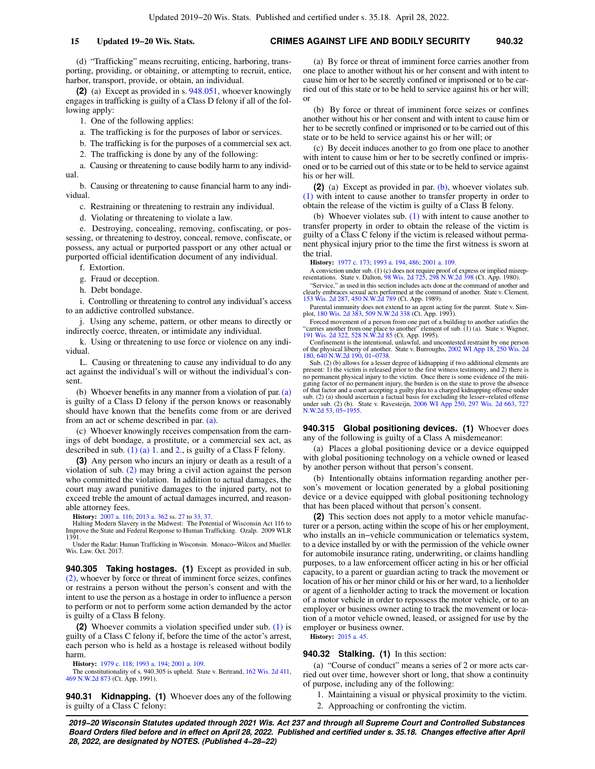(d) "Trafficking" means recruiting, enticing, harboring, transporting, providing, or obtaining, or attempting to recruit, entice, harbor, transport, provide, or obtain, an individual.

**(2)** (a) Except as provided in s. 948.051, whoever knowingly engages in trafficking is guilty of a Class D felony if all of the following apply:

1. One of the following applies:

a. The trafficking is for the purposes of labor or services.

b. The trafficking is for the purposes of a commercial sex act.

2. The trafficking is done by any of the following:

a. Causing or threatening to cause bodily harm to any individual.

b. Causing or threatening to cause financial harm to any individual.

c. Restraining or threatening to restrain any individual.

d. Violating or threatening to violate a law.

e. Destroying, concealing, removing, confiscating, or possessing, or threatening to destroy, conceal, remove, confiscate, or possess, any actual or purported passport or any other actual or purported official identification document of any individual.

f. Extortion.

g. Fraud or deception.

h. Debt bondage.

i. Controlling or threatening to control any individual's access to an addictive controlled substance.

j. Using any scheme, pattern, or other means to directly or indirectly coerce, threaten, or intimidate any individual.

k. Using or threatening to use force or violence on any individual.

L. Causing or threatening to cause any individual to do any act against the individual's will or without the individual's consent.

(b) Whoever benefits in any manner from a violation of par. (a) is guilty of a Class D felony if the person knows or reasonably should have known that the benefits come from or are derived from an act or scheme described in par. (a).

(c) Whoever knowingly receives compensation from the earnings of debt bondage, a prostitute, or a commercial sex act, as described in sub. (1) (a) 1. and 2., is guilty of a Class F felony.

**(3)** Any person who incurs an injury or death as a result of a violation of sub. (2) may bring a civil action against the person who committed the violation. In addition to actual damages, the court may award punitive damages to the injured party, not to exceed treble the amount of actual damages incurred, and reasonable attorney fees.

**History:** 2007 a. 116; 2013 a. 362 ss. 27 to 33, 37.

Halting Modern Slavery in the Midwest: The Potential of Wisconsin Act 116 to Improve the State and Federal Response to Human Trafficking. Ozalp. 2009 WLR 1391.

Under the Radar: Human Trafficking in Wisconsin. Monaco−Wilcox and Mueller. Wis. Law. Oct. 2017.

**940.305 Taking hostages. (1)** Except as provided in sub. (2), whoever by force or threat of imminent force seizes, confines or restrains a person without the person's consent and with the intent to use the person as a hostage in order to influence a person to perform or not to perform some action demanded by the actor is guilty of a Class B felony.

**(2)** Whoever commits a violation specified under sub. (1) is guilty of a Class C felony if, before the time of the actor's arrest, each person who is held as a hostage is released without bodily harm.

**History:** 1979 c. 118; 1993 a. 194; 2001 a. 109.

The constitutionality of s. 940.305 is upheld. State v. Bertrand, 162 Wis. 2d 411, 469 N.W.2d 873 (Ct. App. 1991).

**940.31 Kidnapping. (1)** Whoever does any of the following is guilty of a Class C felony:

(a) By force or threat of imminent force carries another from one place to another without his or her consent and with intent to cause him or her to be secretly confined or imprisoned or to be carried out of this state or to be held to service against his or her will; or

(b) By force or threat of imminent force seizes or confines another without his or her consent and with intent to cause him or her to be secretly confined or imprisoned or to be carried out of this state or to be held to service against his or her will; or

(c) By deceit induces another to go from one place to another with intent to cause him or her to be secretly confined or imprisoned or to be carried out of this state or to be held to service against his or her will.

**(2)** (a) Except as provided in par. (b), whoever violates sub. (1) with intent to cause another to transfer property in order to obtain the release of the victim is guilty of a Class B felony.

(b) Whoever violates sub. (1) with intent to cause another to transfer property in order to obtain the release of the victim is guilty of a Class C felony if the victim is released without permanent physical injury prior to the time the first witness is sworn at the trial.

**History:** 1977 c. 173; 1993 a. 194, 486; 2001 a. 109.

A conviction under sub. (1) (c) does not require proof of express or implied misrepresentations. State v. Dalton, 98 Wis. 2d 725, 298 N.W.2d 398 (Ct. App. 1980).

"Service," as used in this section includes acts done at the command of another and clearly embraces sexual acts performed at the command of another. State v. Clement, 153 Wis. 2d 287, 450 N.W.2d 789 (Ct. App. 1989).

Parental immunity does not extend to an agent acting for the parent. State v. Simplot, 180 Wis. 2d 383, 509 N.W.2d 338 (Ct. App. 1993).

Forced movement of a person from one part of a building to another satisfies the "carries another from one place to another" element of sub. (1) (a). State v. Wagner, 191 Wis. 2d 322, 528 N.W.2d 85 (Ct. App. 1995).

Confinement is the intentional, unlawful, and uncontested restraint by one person of the physical liberty of another. State v. Burroughs, 2002 WI App 18, 250 Wis. 2d 180, 640 N.W.2d 190, 01−0738.

Sub. (2) (b) allows for a lesser degree of kidnapping if two additional elements are present: 1) the victim is released prior to the first witness testimony, and 2) there is no permanent physical injury to the victim. Once there is some evidence of the mitigating factor of no permanent injury, the burden is on the state to prove the absence of that factor and a court accepting a guilty plea to a charged kidnapping offense under sub. (2) (a) should ascertain a factual basis for excluding the lesser−related offense under sub. (2) (b). State v. Ravesteijn, 2006 WI App 250, 297 Wis. 2d 663, 727 N.W.2d 53, 05−1955.

**940.315 Global positioning devices. (1)** Whoever does any of the following is guilty of a Class A misdemeanor:

(a) Places a global positioning device or a device equipped with global positioning technology on a vehicle owned or leased by another person without that person's consent.

(b) Intentionally obtains information regarding another person's movement or location generated by a global positioning device or a device equipped with global positioning technology that has been placed without that person's consent.

**(2)** This section does not apply to a motor vehicle manufacturer or a person, acting within the scope of his or her employment, who installs an in−vehicle communication or telematics system, to a device installed by or with the permission of the vehicle owner for automobile insurance rating, underwriting, or claims handling purposes, to a law enforcement officer acting in his or her official capacity, to a parent or guardian acting to track the movement or location of his or her minor child or his or her ward, to a lienholder or agent of a lienholder acting to track the movement or location of a motor vehicle in order to repossess the motor vehicle, or to an employer or business owner acting to track the movement or location of a motor vehicle owned, leased, or assigned for use by the employer or business owner.

**History:** 2015 a. 45.

**940.32 Stalking. (1)** In this section:

(a) "Course of conduct" means a series of 2 or more acts carried out over time, however short or long, that show a continuity of purpose, including any of the following:

1. Maintaining a visual or physical proximity to the victim.

2. Approaching or confronting the victim.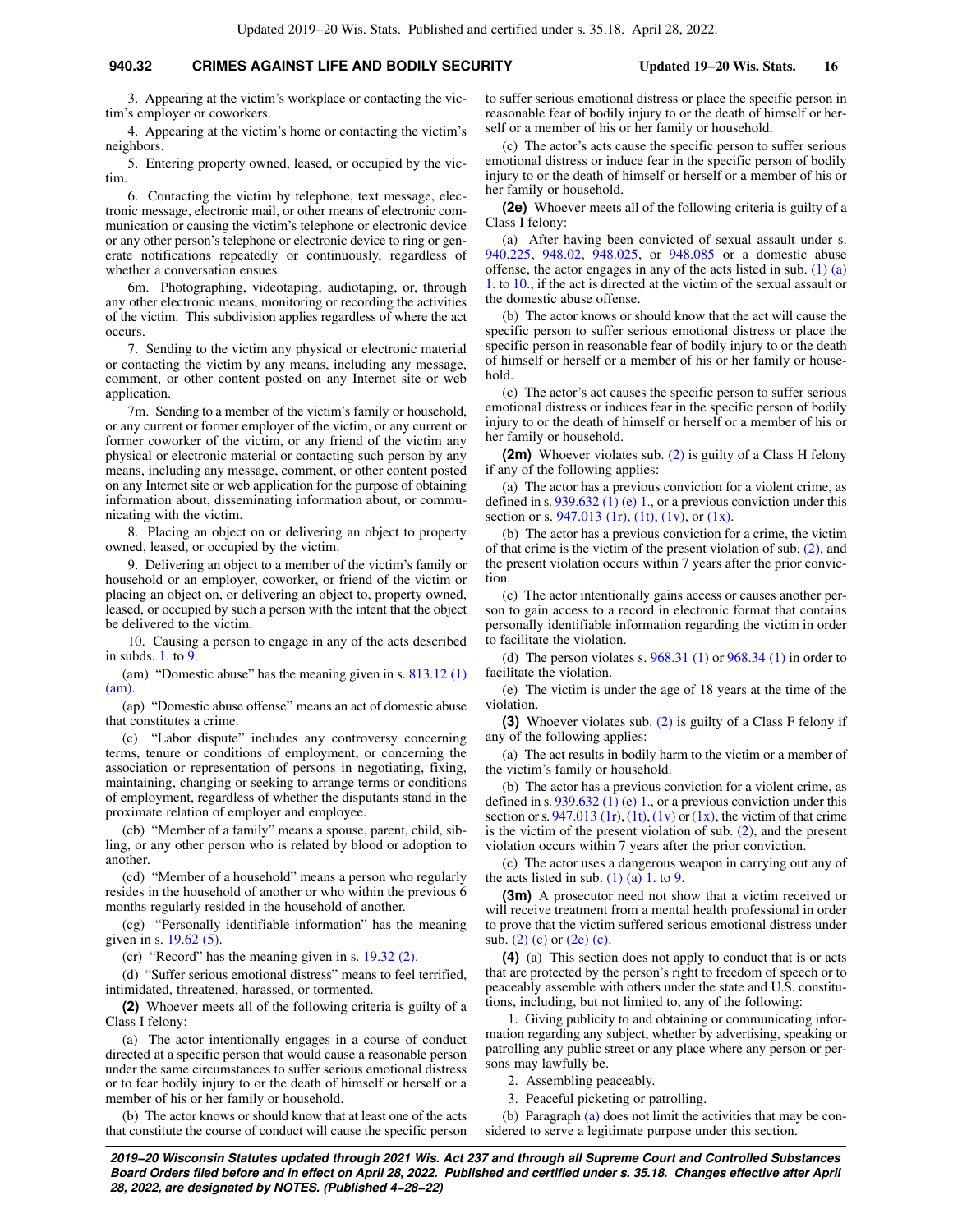3. Appearing at the victim's workplace or contacting the victim's employer or coworkers.

4. Appearing at the victim's home or contacting the victim's neighbors.

5. Entering property owned, leased, or occupied by the victim.

6. Contacting the victim by telephone, text message, electronic message, electronic mail, or other means of electronic communication or causing the victim's telephone or electronic device or any other person's telephone or electronic device to ring or generate notifications repeatedly or continuously, regardless of whether a conversation ensues.

6m. Photographing, videotaping, audiotaping, or, through any other electronic means, monitoring or recording the activities of the victim. This subdivision applies regardless of where the act occurs.

7. Sending to the victim any physical or electronic material or contacting the victim by any means, including any message, comment, or other content posted on any Internet site or web application.

7m. Sending to a member of the victim's family or household, or any current or former employer of the victim, or any current or former coworker of the victim, or any friend of the victim any physical or electronic material or contacting such person by any means, including any message, comment, or other content posted on any Internet site or web application for the purpose of obtaining information about, disseminating information about, or communicating with the victim.

8. Placing an object on or delivering an object to property owned, leased, or occupied by the victim.

9. Delivering an object to a member of the victim's family or household or an employer, coworker, or friend of the victim or placing an object on, or delivering an object to, property owned, leased, or occupied by such a person with the intent that the object be delivered to the victim.

10. Causing a person to engage in any of the acts described in subds. 1. to 9.

(am) "Domestic abuse" has the meaning given in s. 813.12 (1) (am).

(ap) "Domestic abuse offense" means an act of domestic abuse that constitutes a crime.

(c) "Labor dispute" includes any controversy concerning terms, tenure or conditions of employment, or concerning the association or representation of persons in negotiating, fixing, maintaining, changing or seeking to arrange terms or conditions of employment, regardless of whether the disputants stand in the proximate relation of employer and employee.

(cb) "Member of a family" means a spouse, parent, child, sibling, or any other person who is related by blood or adoption to another.

(cd) "Member of a household" means a person who regularly resides in the household of another or who within the previous 6 months regularly resided in the household of another.

(cg) "Personally identifiable information" has the meaning given in s. 19.62 (5).

(cr) "Record" has the meaning given in s. 19.32 (2).

(d) "Suffer serious emotional distress" means to feel terrified, intimidated, threatened, harassed, or tormented.

**(2)** Whoever meets all of the following criteria is guilty of a Class I felony:

(a) The actor intentionally engages in a course of conduct directed at a specific person that would cause a reasonable person under the same circumstances to suffer serious emotional distress or to fear bodily injury to or the death of himself or herself or a member of his or her family or household.

(b) The actor knows or should know that at least one of the acts that constitute the course of conduct will cause the specific person to suffer serious emotional distress or place the specific person in reasonable fear of bodily injury to or the death of himself or herself or a member of his or her family or household.

(c) The actor's acts cause the specific person to suffer serious emotional distress or induce fear in the specific person of bodily injury to or the death of himself or herself or a member of his or her family or household.

**(2e)** Whoever meets all of the following criteria is guilty of a Class I felony:

(a) After having been convicted of sexual assault under s. 940.225, 948.02, 948.025, or 948.085 or a domestic abuse offense, the actor engages in any of the acts listed in sub. (1) (a) 1. to 10., if the act is directed at the victim of the sexual assault or the domestic abuse offense.

(b) The actor knows or should know that the act will cause the specific person to suffer serious emotional distress or place the specific person in reasonable fear of bodily injury to or the death of himself or herself or a member of his or her family or household.

(c) The actor's act causes the specific person to suffer serious emotional distress or induces fear in the specific person of bodily injury to or the death of himself or herself or a member of his or her family or household.

**(2m)** Whoever violates sub. (2) is guilty of a Class H felony if any of the following applies:

(a) The actor has a previous conviction for a violent crime, as defined in s. 939.632 (1) (e) 1., or a previous conviction under this section or s. 947.013 (1r), (1t), (1v), or (1x).

(b) The actor has a previous conviction for a crime, the victim of that crime is the victim of the present violation of sub. (2), and the present violation occurs within 7 years after the prior conviction.

(c) The actor intentionally gains access or causes another person to gain access to a record in electronic format that contains personally identifiable information regarding the victim in order to facilitate the violation.

(d) The person violates s. 968.31 (1) or 968.34 (1) in order to facilitate the violation.

(e) The victim is under the age of 18 years at the time of the violation.

**(3)** Whoever violates sub. (2) is guilty of a Class F felony if any of the following applies:

(a) The act results in bodily harm to the victim or a member of the victim's family or household.

(b) The actor has a previous conviction for a violent crime, as defined in s. 939.632 (1) (e) 1., or a previous conviction under this section or s. 947.013 (1r), (1t), (1v) or (1x), the victim of that crime is the victim of the present violation of sub. (2), and the present violation occurs within 7 years after the prior conviction.

(c) The actor uses a dangerous weapon in carrying out any of the acts listed in sub. (1) (a) 1. to 9.

**(3m)** A prosecutor need not show that a victim received or will receive treatment from a mental health professional in order to prove that the victim suffered serious emotional distress under sub. (2) (c) or (2e) (c).

**(4)** (a) This section does not apply to conduct that is or acts that are protected by the person's right to freedom of speech or to peaceably assemble with others under the state and U.S. constitutions, including, but not limited to, any of the following:

1. Giving publicity to and obtaining or communicating information regarding any subject, whether by advertising, speaking or patrolling any public street or any place where any person or persons may lawfully be.

2. Assembling peaceably.

3. Peaceful picketing or patrolling.

(b) Paragraph (a) does not limit the activities that may be considered to serve a legitimate purpose under this section.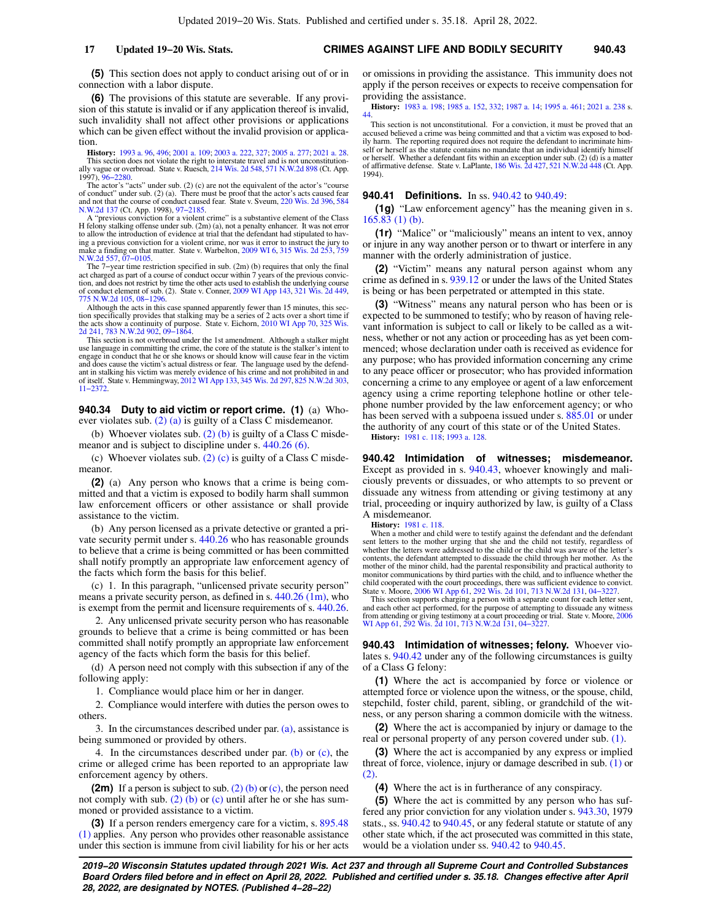**(5)** This section does not apply to conduct arising out of or in connection with a labor dispute.

**(6)** The provisions of this statute are severable. If any provision of this statute is invalid or if any application thereof is invalid, such invalidity shall not affect other provisions or applications which can be given effect without the invalid provision or application.

**History:** 1993 a. 96, 496; 2001 a. 109; 2003 a. 222, 327; 2005 a. 277; 2021 a. 28.

This section does not violate the right to interstate travel and is not unconstitutionally vague or overbroad. State v. Ruesch, 214 Wis. 2d 548, 571 N.W.2d 898 (Ct. App. 1997), 96−2280.

The actor's "acts" under sub. (2) (c) are not the equivalent of the actor's "course of conduct" under sub. (2) (a). There must be proof that the actor's acts caused fear and not that the course of conduct caused fear. State v. Sveum, 220 Wis. 2d 396, 584 N.W.2d 137 (Ct. App. 1998), 97−2185.

A "previous conviction for a violent crime" is a substantive element of the Class H felony stalking offense under sub. (2m) (a), not a penalty enhancer. It was not error to allow the introduction of evidence at trial that the defendant had stipulated to having a previous conviction for a violent crime, nor was it error to instruct the jury to make a finding on that matter. State v. Warbelton, 2009 WI 6, 315 Wis. 2d 253, 759 N.W.2d 557, 07−0105.

The 7−year time restriction specified in sub. (2m) (b) requires that only the final act charged as part of a course of conduct occur within 7 years of the previous conviction, and does not restrict by time the other acts used to establish the underlying course of conduct element of sub. (2). State v. Conner, 2009 WI App 143, 321 Wis. 2d 449, 775 N.W.2d 105, 08−1296.

Although the acts in this case spanned apparently fewer than 15 minutes, this section specifically provides that stalking may be a series of 2 acts over a short time if the acts show a continuity of purpose. State v. Eichorn, 2010 WI App 70, 325 Wis. 2d 241, 783 N.W.2d 902, 09−1864.

This section is not overbroad under the 1st amendment. Although a stalker might use language in committing the crime, the core of the statute is the stalker's intent to engage in conduct that he or she knows or should know will cause fear in the victim and does cause the victim's actual distress or fear. The language used by the defendant in stalking his victim was merely evidence of his crime and not prohibited in and of itself. State v. Hemmingway, 2012 WI App 133, 345 Wis. 2d 297, 825 N.W.2d 303, 11−2372.

**940.34 Duty to aid victim or report crime.** **(1)** (a) Whoever violates sub. (2) (a) is guilty of a Class C misdemeanor.

(b) Whoever violates sub. (2) (b) is guilty of a Class C misdemeanor and is subject to discipline under s. 440.26 (6).

(c) Whoever violates sub. (2) (c) is guilty of a Class C misdemeanor.

**(2)** (a) Any person who knows that a crime is being committed and that a victim is exposed to bodily harm shall summon law enforcement officers or other assistance or shall provide assistance to the victim.

(b) Any person licensed as a private detective or granted a private security permit under s. 440.26 who has reasonable grounds to believe that a crime is being committed or has been committed shall notify promptly an appropriate law enforcement agency of the facts which form the basis for this belief.

(c) 1. In this paragraph, "unlicensed private security person" means a private security person, as defined in s. 440.26 (1m), who is exempt from the permit and licensure requirements of s. 440.26.

2. Any unlicensed private security person who has reasonable grounds to believe that a crime is being committed or has been committed shall notify promptly an appropriate law enforcement agency of the facts which form the basis for this belief.

(d) A person need not comply with this subsection if any of the following apply:

1. Compliance would place him or her in danger.

2. Compliance would interfere with duties the person owes to others.

3. In the circumstances described under par. (a), assistance is being summoned or provided by others.

4. In the circumstances described under par. (b) or (c), the crime or alleged crime has been reported to an appropriate law enforcement agency by others.

**(2m)** If a person is subject to sub. (2) (b) or (c), the person need not comply with sub. (2) (b) or (c) until after he or she has summoned or provided assistance to a victim.

**(3)** If a person renders emergency care for a victim, s. 895.48 (1) applies. Any person who provides other reasonable assistance under this section is immune from civil liability for his or her acts or omissions in providing the assistance. This immunity does not apply if the person receives or expects to receive compensation for providing the assistance.

**History:** 1983 a. 198; 1985 a. 152, 332; 1987 a. 14; 1995 a. 461; 2021 a. 238 s. 44.

This section is not unconstitutional. For a conviction, it must be proved that an accused believed a crime was being committed and that a victim was exposed to bodily harm. The reporting required does not require the defendant to incriminate himself or herself as the statute contains no mandate that an individual identify himself or herself. Whether a defendant fits within an exception under sub. (2) (d) is a matter of affirmative defense. State v. LaPlante, 186 Wis. 2d 427, 521 N.W.2d 448 (Ct. App. 1994).

**940.41 Definitions.** In ss. 940.42 to 940.49:

**(1g)** "Law enforcement agency" has the meaning given in s. 165.83 (1) (b).

**(1r)** "Malice" or "maliciously" means an intent to vex, annoy or injure in any way another person or to thwart or interfere in any manner with the orderly administration of justice.

**(2)** "Victim" means any natural person against whom any crime as defined in s. 939.12 or under the laws of the United States is being or has been perpetrated or attempted in this state.

**(3)** "Witness" means any natural person who has been or is expected to be summoned to testify; who by reason of having relevant information is subject to call or likely to be called as a witness, whether or not any action or proceeding has as yet been commenced; whose declaration under oath is received as evidence for any purpose; who has provided information concerning any crime to any peace officer or prosecutor; who has provided information concerning a crime to any employee or agent of a law enforcement agency using a crime reporting telephone hotline or other telephone number provided by the law enforcement agency; or who has been served with a subpoena issued under s. 885.01 or under the authority of any court of this state or of the United States.

**History:** 1981 c. 118; 1993 a. 128.

**940.42 Intimidation of witnesses; misdemeanor.** Except as provided in s. 940.43, whoever knowingly and maliciously prevents or dissuades, or who attempts to so prevent or dissuade any witness from attending or giving testimony at any trial, proceeding or inquiry authorized by law, is guilty of a Class A misdemeanor.

**History:** 1981 c. 118.

When a mother and child were to testify against the defendant and the defendant sent letters to the mother urging that she and the child not testify, regardless of whether the letters were addressed to the child or the child was aware of the letter's contents, the defendant attempted to dissuade the child through her mother. As the mother of the minor child, had the parental responsibility and practical authority to monitor communications by third parties with the child, and to influence whether the child cooperated with the court proceedings, there was sufficient evidence to convict. State v. Moore, 2006 WI App 61, 292 Wis. 2d 101, 713 N.W.2d 131, 04−3227.

This section supports charging a person with a separate count for each letter sent, and each other act performed, for the purpose of attempting to dissuade any witness from attending or giving testimony at a court proceeding or trial. State v. Moore, 2006 WI App 61, 292 Wis. 2d 101, 713 N.W.2d 131, 04−3227.

**940.43 Intimidation of witnesses; felony.** Whoever violates s. 940.42 under any of the following circumstances is guilty of a Class G felony:

**(1)** Where the act is accompanied by force or violence or attempted force or violence upon the witness, or the spouse, child, stepchild, foster child, parent, sibling, or grandchild of the witness, or any person sharing a common domicile with the witness.

**(2)** Where the act is accompanied by injury or damage to the real or personal property of any person covered under sub. (1).

**(3)** Where the act is accompanied by any express or implied threat of force, violence, injury or damage described in sub. (1) or (2).

**(4)** Where the act is in furtherance of any conspiracy.

**(5)** Where the act is committed by any person who has suffered any prior conviction for any violation under s. 943.30, 1979 stats., ss. 940.42 to 940.45, or any federal statute or statute of any other state which, if the act prosecuted was committed in this state, would be a violation under ss. 940.42 to 940.45.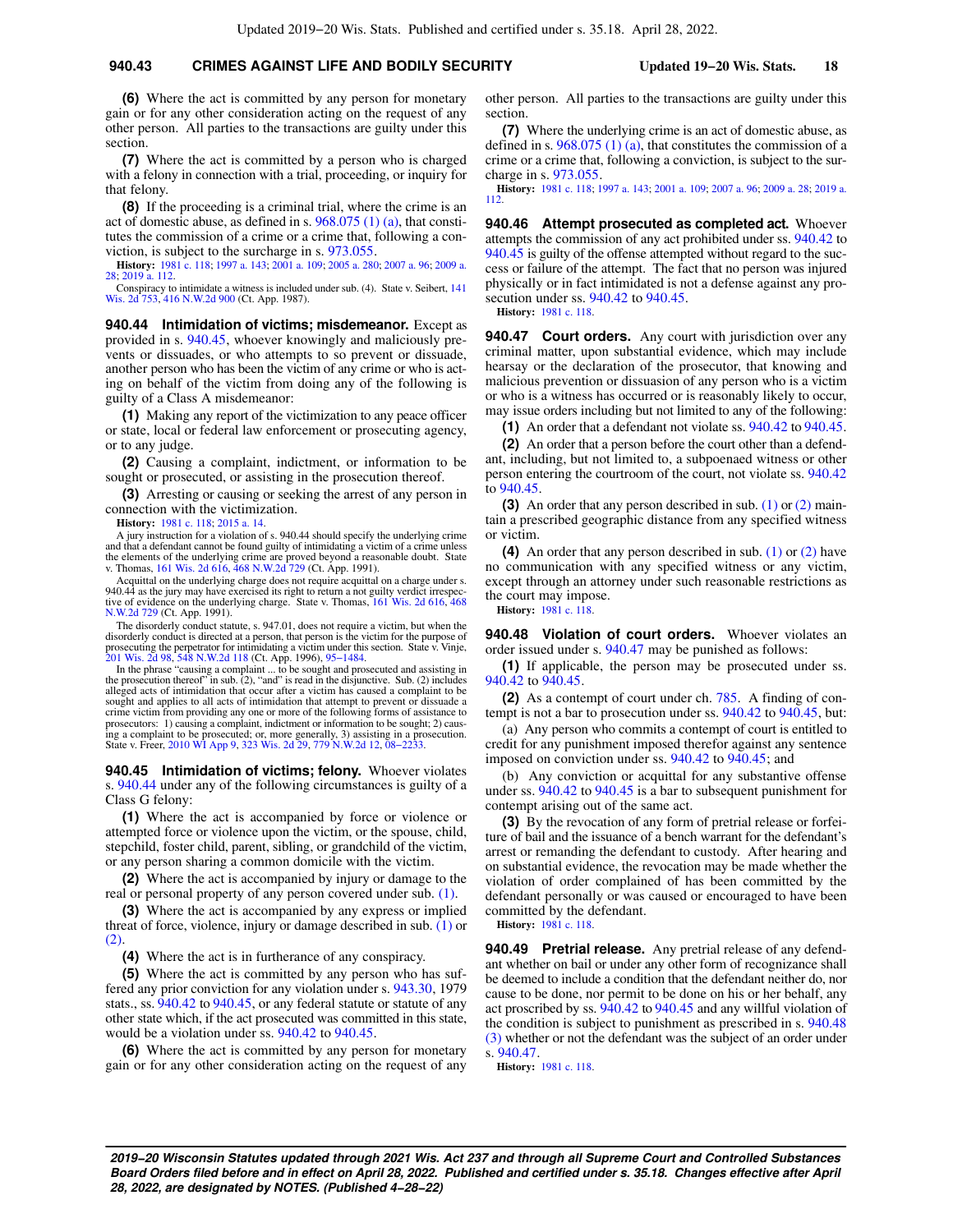**(6)** Where the act is committed by any person for monetary gain or for any other consideration acting on the request of any other person. All parties to the transactions are guilty under this section.

**(7)** Where the act is committed by a person who is charged with a felony in connection with a trial, proceeding, or inquiry for that felony.

**(8)** If the proceeding is a criminal trial, where the crime is an act of domestic abuse, as defined in s. 968.075 (1) (a), that constitutes the commission of a crime or a crime that, following a conviction, is subject to the surcharge in s. 973.055.

**History:** 1981 c. 118; 1997 a. 143; 2001 a. 109; 2005 a. 280; 2007 a. 96; 2009 a. 28; 2019 a. 112.

Conspiracy to intimidate a witness is included under sub. (4). State v. Seibert, 141 Wis. 2d 753, 416 N.W.2d 900 (Ct. App. 1987).

**940.44 Intimidation of victims; misdemeanor.** Except as provided in s. 940.45, whoever knowingly and maliciously prevents or dissuades, or who attempts to so prevent or dissuade, another person who has been the victim of any crime or who is acting on behalf of the victim from doing any of the following is guilty of a Class A misdemeanor:

**(1)** Making any report of the victimization to any peace officer or state, local or federal law enforcement or prosecuting agency, or to any judge.

**(2)** Causing a complaint, indictment, or information to be sought or prosecuted, or assisting in the prosecution thereof.

**(3)** Arresting or causing or seeking the arrest of any person in connection with the victimization.

**History:** 1981 c. 118; 2015 a. 14.

A jury instruction for a violation of s. 940.44 should specify the underlying crime and that a defendant cannot be found guilty of intimidating a victim of a crime unless the elements of the underlying crime are proved beyond a reasonable doubt. State v. Thomas, 161 Wis. 2d 616, 468 N.W.2d 729 (Ct. App. 1991).

Acquittal on the underlying charge does not require acquittal on a charge under s. 940.44 as the jury may have exercised its right to return a not guilty verdict irrespective of evidence on the underlying charge. State v. Thomas, 161 Wis. 2d 616, 468 N.W.2d 729 (Ct. App. 1991).

The disorderly conduct statute, s. 947.01, does not require a victim, but when the disorderly conduct is directed at a person, that person is the victim for the purpose of prosecuting the perpetrator for intimidating a victim under this section. State v. Vinje, 201 Wis. 2d 98, 548 N.W.2d 118 (Ct. App. 1996), 95-1484.

In the phrase "causing a complaint ... to be sought and prosecuted and assisting in the prosecution thereof" in sub. (2), "and" is read in the disjunctive. Sub. (2) includes alleged acts of intimidation that occur after a victim has caused a complaint to be sought and applies to all acts of intimidation that attempt to prevent or dissuade a crime victim from providing any one or more of the following forms of assistance to prosecutors: 1) causing a complaint, indictment or information to be sought; 2) causing a complaint to be prosecuted; or, more generally, 3) assisting in a prosecution. State v. Freer, 2010 WI App 9, 323 Wis. 2d 29, 779 N.W.2d 12, 08-2233.

**940.45 Intimidation of victims; felony.** Whoever violates s. 940.44 under any of the following circumstances is guilty of a Class G felony:

**(1)** Where the act is accompanied by force or violence or attempted force or violence upon the victim, or the spouse, child, stepchild, foster child, parent, sibling, or grandchild of the victim, or any person sharing a common domicile with the victim.

**(2)** Where the act is accompanied by injury or damage to the real or personal property of any person covered under sub. (1).

**(3)** Where the act is accompanied by any express or implied threat of force, violence, injury or damage described in sub. (1) or (2).

**(4)** Where the act is in furtherance of any conspiracy.

**(5)** Where the act is committed by any person who has suffered any prior conviction for any violation under s. 943.30, 1979 stats., ss. 940.42 to 940.45, or any federal statute or statute of any other state which, if the act prosecuted was committed in this state, would be a violation under ss. 940.42 to 940.45.

**(6)** Where the act is committed by any person for monetary gain or for any other consideration acting on the request of any other person. All parties to the transactions are guilty under this section.

**(7)** Where the underlying crime is an act of domestic abuse, as defined in s. 968.075 (1) (a), that constitutes the commission of a crime or a crime that, following a conviction, is subject to the surcharge in s. 973.055.

**History:** 1981 c. 118; 1997 a. 143; 2001 a. 109; 2007 a. 96; 2009 a. 28; 2019 a. 112.

**940.46 Attempt prosecuted as completed act.** Whoever attempts the commission of any act prohibited under ss. 940.42 to 940.45 is guilty of the offense attempted without regard to the success or failure of the attempt. The fact that no person was injured physically or in fact intimidated is not a defense against any prosecution under ss. 940.42 to 940.45.

**History:** 1981 c. 118.

**940.47 Court orders.** Any court with jurisdiction over any criminal matter, upon substantial evidence, which may include hearsay or the declaration of the prosecutor, that knowing and malicious prevention or dissuasion of any person who is a victim or who is a witness has occurred or is reasonably likely to occur, may issue orders including but not limited to any of the following:

**(1)** An order that a defendant not violate ss. 940.42 to 940.45.

**(2)** An order that a person before the court other than a defendant, including, but not limited to, a subpoenaed witness or other person entering the courtroom of the court, not violate ss. 940.42 to 940.45.

**(3)** An order that any person described in sub. (1) or (2) maintain a prescribed geographic distance from any specified witness or victim.

**(4)** An order that any person described in sub. (1) or (2) have no communication with any specified witness or any victim, except through an attorney under such reasonable restrictions as the court may impose.

**History:** 1981 c. 118.

**940.48 Violation of court orders.** Whoever violates an order issued under s. 940.47 may be punished as follows:

**(1)** If applicable, the person may be prosecuted under ss. 940.42 to 940.45.

**(2)** As a contempt of court under ch. 785. A finding of contempt is not a bar to prosecution under ss. 940.42 to 940.45, but:

(a) Any person who commits a contempt of court is entitled to credit for any punishment imposed therefor against any sentence imposed on conviction under ss. 940.42 to 940.45; and

(b) Any conviction or acquittal for any substantive offense under ss. 940.42 to 940.45 is a bar to subsequent punishment for contempt arising out of the same act.

**(3)** By the revocation of any form of pretrial release or forfeiture of bail and the issuance of a bench warrant for the defendant's arrest or remanding the defendant to custody. After hearing and on substantial evidence, the revocation may be made whether the violation of order complained of has been committed by the defendant personally or was caused or encouraged to have been committed by the defendant.

**History:** 1981 c. 118.

**940.49 Pretrial release.** Any pretrial release of any defendant whether on bail or under any other form of recognizance shall be deemed to include a condition that the defendant neither do, nor cause to be done, nor permit to be done on his or her behalf, any act proscribed by ss. 940.42 to 940.45 and any willful violation of the condition is subject to punishment as prescribed in s. 940.48 (3) whether or not the defendant was the subject of an order under s. 940.47.

**History:** 1981 c. 118.